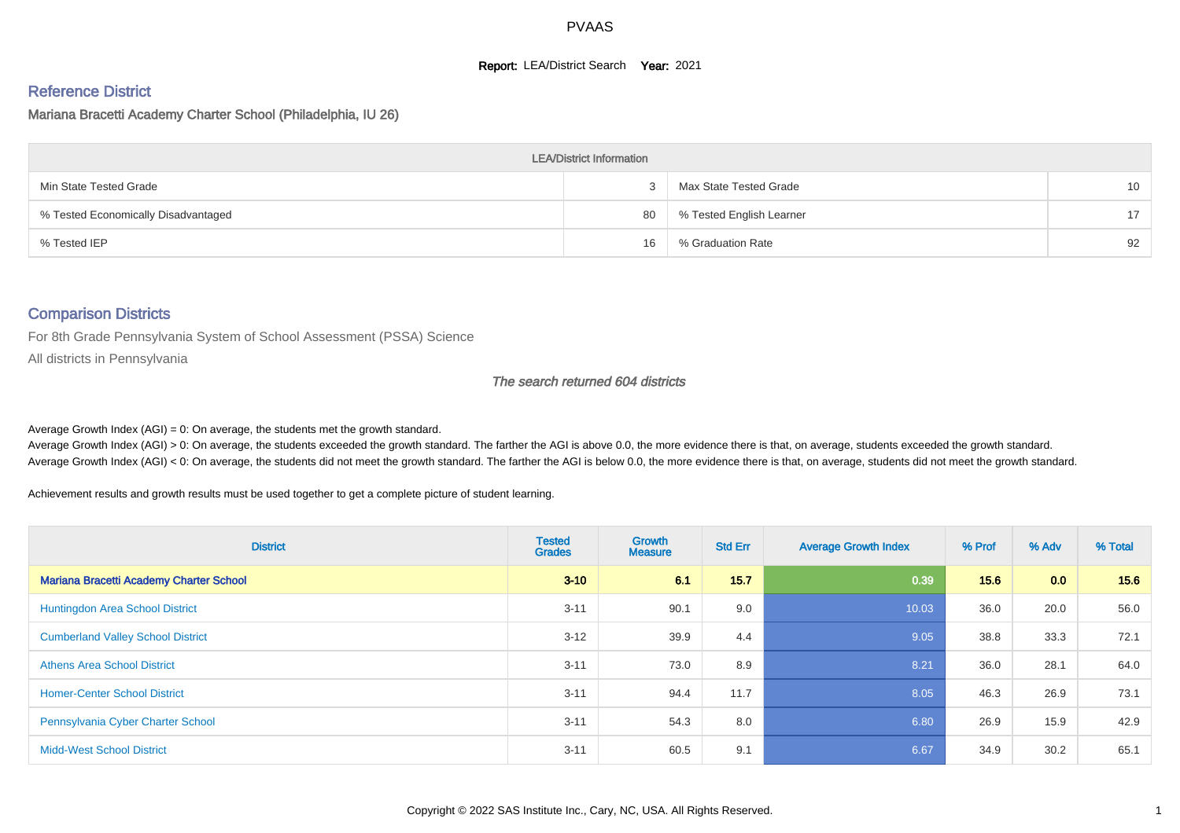PVAAS

**Report:** LEA/District Search **Year:** 2021

## Reference District

### Mariana Bracetti Academy Charter School (Philadelphia, IU 26)

| LEA/District Information | | | |
|---|---|---|---|
| Min State Tested Grade | 3 | Max State Tested Grade | 10 |
| % Tested Economically Disadvantaged | 80 | % Tested English Learner | 17 |
| % Tested IEP | 16 | % Graduation Rate | 92 |

## Comparison Districts

For 8th Grade Pennsylvania System of School Assessment (PSSA) Science

All districts in Pennsylvania

*The search returned 604 districts*

Average Growth Index (AGI) = 0: On average, the students met the growth standard.

Average Growth Index (AGI) > 0: On average, the students exceeded the growth standard. The farther the AGI is above 0.0, the more evidence there is that, on average, students exceeded the growth standard.

Average Growth Index (AGI) < 0: On average, the students did not meet the growth standard. The farther the AGI is below 0.0, the more evidence there is that, on average, students did not meet the growth standard.

Achievement results and growth results must be used together to get a complete picture of student learning.

| District | Tested Grades | Growth Measure | Std Err | Average Growth Index | % Prof | % Adv | % Total |
|---|---|---|---|---|---|---|---|
| **Mariana Bracetti Academy Charter School** | **3-10** | **6.1** | **15.7** | **0.39** | **15.6** | **0.0** | **15.6** |
| Huntingdon Area School District | 3-11 | 90.1 | 9.0 | 10.03 | 36.0 | 20.0 | 56.0 |
| Cumberland Valley School District | 3-12 | 39.9 | 4.4 | 9.05 | 38.8 | 33.3 | 72.1 |
| Athens Area School District | 3-11 | 73.0 | 8.9 | 8.21 | 36.0 | 28.1 | 64.0 |
| Homer-Center School District | 3-11 | 94.4 | 11.7 | 8.05 | 46.3 | 26.9 | 73.1 |
| Pennsylvania Cyber Charter School | 3-11 | 54.3 | 8.0 | 6.80 | 26.9 | 15.9 | 42.9 |
| Midd-West School District | 3-11 | 60.5 | 9.1 | 6.67 | 34.9 | 30.2 | 65.1 |

Copyright © 2022 SAS Institute Inc., Cary, NC, USA. All Rights Reserved.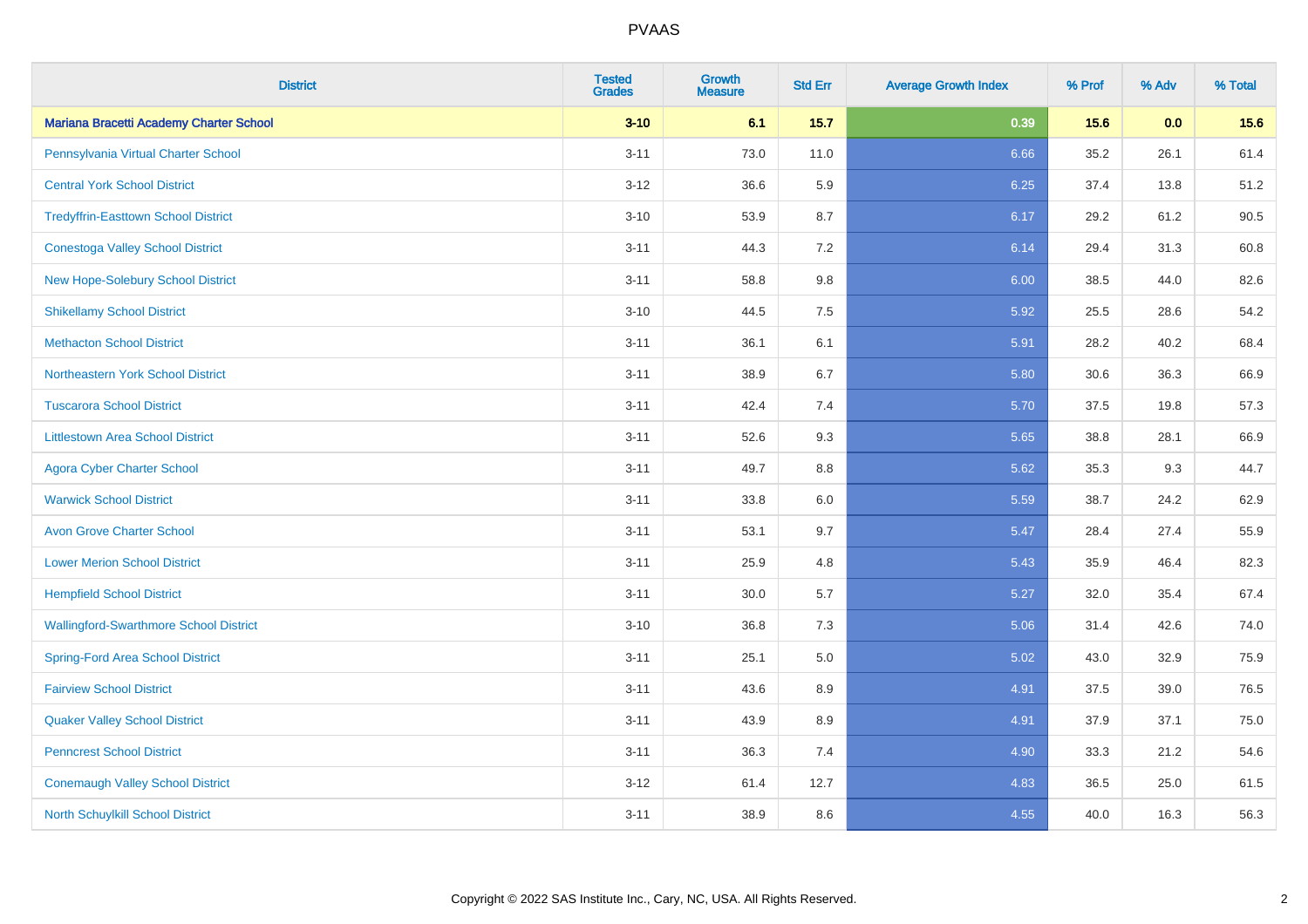# PVAAS

| District | Tested Grades | Growth Measure | Std Err | Average Growth Index | % Prof | % Adv | % Total |
|---|---|---|---|---|---|---|---|
| **Mariana Bracetti Academy Charter School** | **3-10** | **6.1** | **15.7** | **0.39** | **15.6** | **0.0** | **15.6** |
| Pennsylvania Virtual Charter School | 3-11 | 73.0 | 11.0 | 6.66 | 35.2 | 26.1 | 61.4 |
| Central York School District | 3-12 | 36.6 | 5.9 | 6.25 | 37.4 | 13.8 | 51.2 |
| Tredyffrin-Easttown School District | 3-10 | 53.9 | 8.7 | 6.17 | 29.2 | 61.2 | 90.5 |
| Conestoga Valley School District | 3-11 | 44.3 | 7.2 | 6.14 | 29.4 | 31.3 | 60.8 |
| New Hope-Solebury School District | 3-11 | 58.8 | 9.8 | 6.00 | 38.5 | 44.0 | 82.6 |
| Shikellamy School District | 3-10 | 44.5 | 7.5 | 5.92 | 25.5 | 28.6 | 54.2 |
| Methacton School District | 3-11 | 36.1 | 6.1 | 5.91 | 28.2 | 40.2 | 68.4 |
| Northeastern York School District | 3-11 | 38.9 | 6.7 | 5.80 | 30.6 | 36.3 | 66.9 |
| Tuscarora School District | 3-11 | 42.4 | 7.4 | 5.70 | 37.5 | 19.8 | 57.3 |
| Littlestown Area School District | 3-11 | 52.6 | 9.3 | 5.65 | 38.8 | 28.1 | 66.9 |
| Agora Cyber Charter School | 3-11 | 49.7 | 8.8 | 5.62 | 35.3 | 9.3 | 44.7 |
| Warwick School District | 3-11 | 33.8 | 6.0 | 5.59 | 38.7 | 24.2 | 62.9 |
| Avon Grove Charter School | 3-11 | 53.1 | 9.7 | 5.47 | 28.4 | 27.4 | 55.9 |
| Lower Merion School District | 3-11 | 25.9 | 4.8 | 5.43 | 35.9 | 46.4 | 82.3 |
| Hempfield School District | 3-11 | 30.0 | 5.7 | 5.27 | 32.0 | 35.4 | 67.4 |
| Wallingford-Swarthmore School District | 3-10 | 36.8 | 7.3 | 5.06 | 31.4 | 42.6 | 74.0 |
| Spring-Ford Area School District | 3-11 | 25.1 | 5.0 | 5.02 | 43.0 | 32.9 | 75.9 |
| Fairview School District | 3-11 | 43.6 | 8.9 | 4.91 | 37.5 | 39.0 | 76.5 |
| Quaker Valley School District | 3-11 | 43.9 | 8.9 | 4.91 | 37.9 | 37.1 | 75.0 |
| Penncrest School District | 3-11 | 36.3 | 7.4 | 4.90 | 33.3 | 21.2 | 54.6 |
| Conemaugh Valley School District | 3-12 | 61.4 | 12.7 | 4.83 | 36.5 | 25.0 | 61.5 |
| North Schuylkill School District | 3-11 | 38.9 | 8.6 | 4.55 | 40.0 | 16.3 | 56.3 |

Copyright © 2022 SAS Institute Inc., Cary, NC, USA. All Rights Reserved.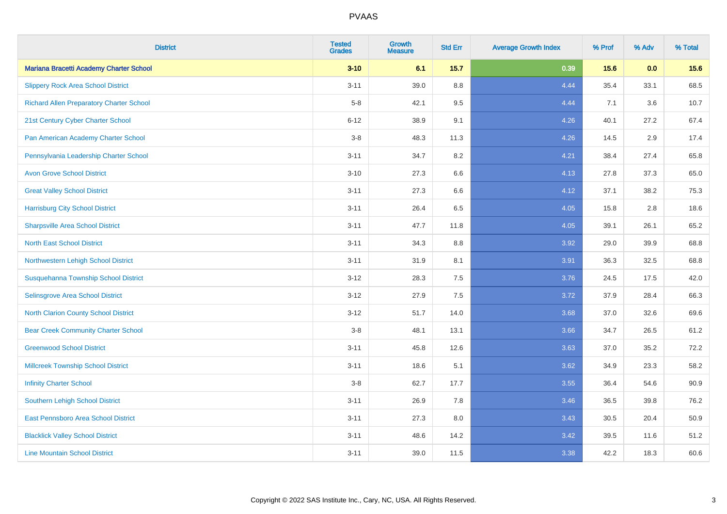# PVAAS

| District | Tested Grades | Growth Measure | Std Err | Average Growth Index | % Prof | % Adv | % Total |
|---|---|---|---|---|---|---|---|
| **Mariana Bracetti Academy Charter School** | **3-10** | **6.1** | **15.7** | **0.39** | **15.6** | **0.0** | **15.6** |
| Slippery Rock Area School District | 3-11 | 39.0 | 8.8 | 4.44 | 35.4 | 33.1 | 68.5 |
| Richard Allen Preparatory Charter School | 5-8 | 42.1 | 9.5 | 4.44 | 7.1 | 3.6 | 10.7 |
| 21st Century Cyber Charter School | 6-12 | 38.9 | 9.1 | 4.26 | 40.1 | 27.2 | 67.4 |
| Pan American Academy Charter School | 3-8 | 48.3 | 11.3 | 4.26 | 14.5 | 2.9 | 17.4 |
| Pennsylvania Leadership Charter School | 3-11 | 34.7 | 8.2 | 4.21 | 38.4 | 27.4 | 65.8 |
| Avon Grove School District | 3-10 | 27.3 | 6.6 | 4.13 | 27.8 | 37.3 | 65.0 |
| Great Valley School District | 3-11 | 27.3 | 6.6 | 4.12 | 37.1 | 38.2 | 75.3 |
| Harrisburg City School District | 3-11 | 26.4 | 6.5 | 4.05 | 15.8 | 2.8 | 18.6 |
| Sharpsville Area School District | 3-11 | 47.7 | 11.8 | 4.05 | 39.1 | 26.1 | 65.2 |
| North East School District | 3-11 | 34.3 | 8.8 | 3.92 | 29.0 | 39.9 | 68.8 |
| Northwestern Lehigh School District | 3-11 | 31.9 | 8.1 | 3.91 | 36.3 | 32.5 | 68.8 |
| Susquehanna Township School District | 3-12 | 28.3 | 7.5 | 3.76 | 24.5 | 17.5 | 42.0 |
| Selinsgrove Area School District | 3-12 | 27.9 | 7.5 | 3.72 | 37.9 | 28.4 | 66.3 |
| North Clarion County School District | 3-12 | 51.7 | 14.0 | 3.68 | 37.0 | 32.6 | 69.6 |
| Bear Creek Community Charter School | 3-8 | 48.1 | 13.1 | 3.66 | 34.7 | 26.5 | 61.2 |
| Greenwood School District | 3-11 | 45.8 | 12.6 | 3.63 | 37.0 | 35.2 | 72.2 |
| Millcreek Township School District | 3-11 | 18.6 | 5.1 | 3.62 | 34.9 | 23.3 | 58.2 |
| Infinity Charter School | 3-8 | 62.7 | 17.7 | 3.55 | 36.4 | 54.6 | 90.9 |
| Southern Lehigh School District | 3-11 | 26.9 | 7.8 | 3.46 | 36.5 | 39.8 | 76.2 |
| East Pennsboro Area School District | 3-11 | 27.3 | 8.0 | 3.43 | 30.5 | 20.4 | 50.9 |
| Blacklick Valley School District | 3-11 | 48.6 | 14.2 | 3.42 | 39.5 | 11.6 | 51.2 |
| Line Mountain School District | 3-11 | 39.0 | 11.5 | 3.38 | 42.2 | 18.3 | 60.6 |

Copyright © 2022 SAS Institute Inc., Cary, NC, USA. All Rights Reserved.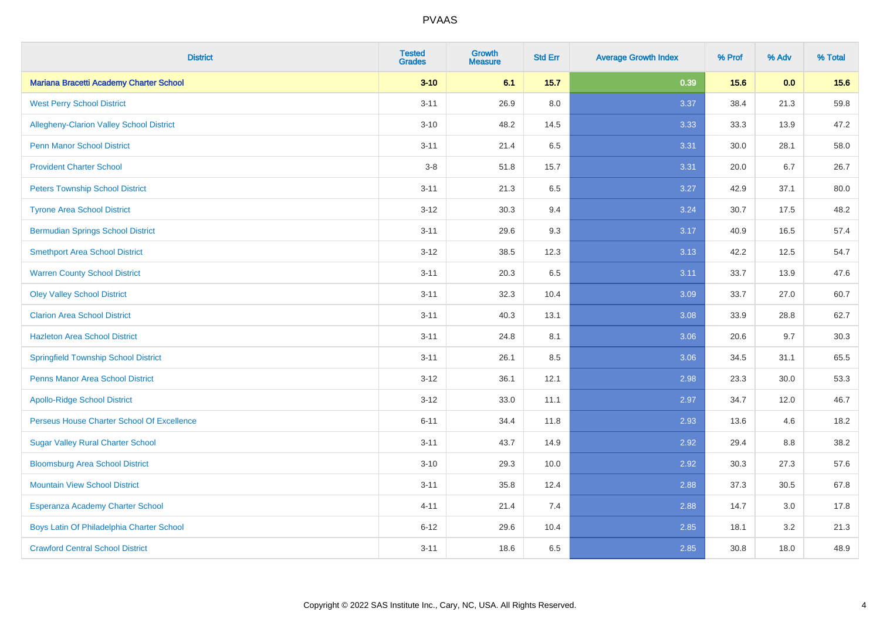# PVAAS

| District | Tested Grades | Growth Measure | Std Err | Average Growth Index | % Prof | % Adv | % Total |
|---|---|---|---|---|---|---|---|
| **Mariana Bracetti Academy Charter School** | **3-10** | **6.1** | **15.7** | **0.39** | **15.6** | **0.0** | **15.6** |
| West Perry School District | 3-11 | 26.9 | 8.0 | 3.37 | 38.4 | 21.3 | 59.8 |
| Allegheny-Clarion Valley School District | 3-10 | 48.2 | 14.5 | 3.33 | 33.3 | 13.9 | 47.2 |
| Penn Manor School District | 3-11 | 21.4 | 6.5 | 3.31 | 30.0 | 28.1 | 58.0 |
| Provident Charter School | 3-8 | 51.8 | 15.7 | 3.31 | 20.0 | 6.7 | 26.7 |
| Peters Township School District | 3-11 | 21.3 | 6.5 | 3.27 | 42.9 | 37.1 | 80.0 |
| Tyrone Area School District | 3-12 | 30.3 | 9.4 | 3.24 | 30.7 | 17.5 | 48.2 |
| Bermudian Springs School District | 3-11 | 29.6 | 9.3 | 3.17 | 40.9 | 16.5 | 57.4 |
| Smethport Area School District | 3-12 | 38.5 | 12.3 | 3.13 | 42.2 | 12.5 | 54.7 |
| Warren County School District | 3-11 | 20.3 | 6.5 | 3.11 | 33.7 | 13.9 | 47.6 |
| Oley Valley School District | 3-11 | 32.3 | 10.4 | 3.09 | 33.7 | 27.0 | 60.7 |
| Clarion Area School District | 3-11 | 40.3 | 13.1 | 3.08 | 33.9 | 28.8 | 62.7 |
| Hazleton Area School District | 3-11 | 24.8 | 8.1 | 3.06 | 20.6 | 9.7 | 30.3 |
| Springfield Township School District | 3-11 | 26.1 | 8.5 | 3.06 | 34.5 | 31.1 | 65.5 |
| Penns Manor Area School District | 3-12 | 36.1 | 12.1 | 2.98 | 23.3 | 30.0 | 53.3 |
| Apollo-Ridge School District | 3-12 | 33.0 | 11.1 | 2.97 | 34.7 | 12.0 | 46.7 |
| Perseus House Charter School Of Excellence | 6-11 | 34.4 | 11.8 | 2.93 | 13.6 | 4.6 | 18.2 |
| Sugar Valley Rural Charter School | 3-11 | 43.7 | 14.9 | 2.92 | 29.4 | 8.8 | 38.2 |
| Bloomsburg Area School District | 3-10 | 29.3 | 10.0 | 2.92 | 30.3 | 27.3 | 57.6 |
| Mountain View School District | 3-11 | 35.8 | 12.4 | 2.88 | 37.3 | 30.5 | 67.8 |
| Esperanza Academy Charter School | 4-11 | 21.4 | 7.4 | 2.88 | 14.7 | 3.0 | 17.8 |
| Boys Latin Of Philadelphia Charter School | 6-12 | 29.6 | 10.4 | 2.85 | 18.1 | 3.2 | 21.3 |
| Crawford Central School District | 3-11 | 18.6 | 6.5 | 2.85 | 30.8 | 18.0 | 48.9 |

Copyright © 2022 SAS Institute Inc., Cary, NC, USA. All Rights Reserved.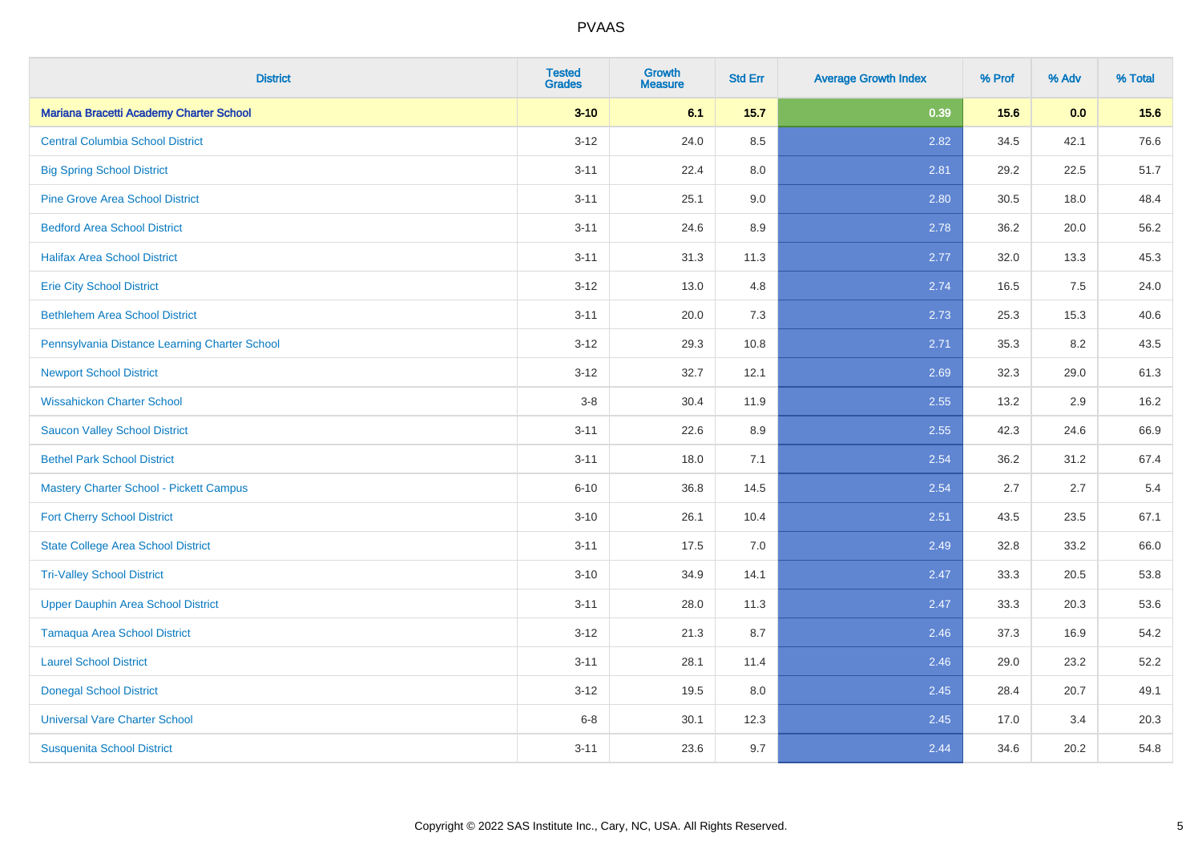| District | Tested Grades | Growth Measure | Std Err | Average Growth Index | % Prof | % Adv | % Total |
|---|---|---|---|---|---|---|---|
| **Mariana Bracetti Academy Charter School** | **3-10** | **6.1** | **15.7** | **0.39** | **15.6** | **0.0** | **15.6** |
| Central Columbia School District | 3-12 | 24.0 | 8.5 | 2.82 | 34.5 | 42.1 | 76.6 |
| Big Spring School District | 3-11 | 22.4 | 8.0 | 2.81 | 29.2 | 22.5 | 51.7 |
| Pine Grove Area School District | 3-11 | 25.1 | 9.0 | 2.80 | 30.5 | 18.0 | 48.4 |
| Bedford Area School District | 3-11 | 24.6 | 8.9 | 2.78 | 36.2 | 20.0 | 56.2 |
| Halifax Area School District | 3-11 | 31.3 | 11.3 | 2.77 | 32.0 | 13.3 | 45.3 |
| Erie City School District | 3-12 | 13.0 | 4.8 | 2.74 | 16.5 | 7.5 | 24.0 |
| Bethlehem Area School District | 3-11 | 20.0 | 7.3 | 2.73 | 25.3 | 15.3 | 40.6 |
| Pennsylvania Distance Learning Charter School | 3-12 | 29.3 | 10.8 | 2.71 | 35.3 | 8.2 | 43.5 |
| Newport School District | 3-12 | 32.7 | 12.1 | 2.69 | 32.3 | 29.0 | 61.3 |
| Wissahickon Charter School | 3-8 | 30.4 | 11.9 | 2.55 | 13.2 | 2.9 | 16.2 |
| Saucon Valley School District | 3-11 | 22.6 | 8.9 | 2.55 | 42.3 | 24.6 | 66.9 |
| Bethel Park School District | 3-11 | 18.0 | 7.1 | 2.54 | 36.2 | 31.2 | 67.4 |
| Mastery Charter School - Pickett Campus | 6-10 | 36.8 | 14.5 | 2.54 | 2.7 | 2.7 | 5.4 |
| Fort Cherry School District | 3-10 | 26.1 | 10.4 | 2.51 | 43.5 | 23.5 | 67.1 |
| State College Area School District | 3-11 | 17.5 | 7.0 | 2.49 | 32.8 | 33.2 | 66.0 |
| Tri-Valley School District | 3-10 | 34.9 | 14.1 | 2.47 | 33.3 | 20.5 | 53.8 |
| Upper Dauphin Area School District | 3-11 | 28.0 | 11.3 | 2.47 | 33.3 | 20.3 | 53.6 |
| Tamaqua Area School District | 3-12 | 21.3 | 8.7 | 2.46 | 37.3 | 16.9 | 54.2 |
| Laurel School District | 3-11 | 28.1 | 11.4 | 2.46 | 29.0 | 23.2 | 52.2 |
| Donegal School District | 3-12 | 19.5 | 8.0 | 2.45 | 28.4 | 20.7 | 49.1 |
| Universal Vare Charter School | 6-8 | 30.1 | 12.3 | 2.45 | 17.0 | 3.4 | 20.3 |
| Susquenita School District | 3-11 | 23.6 | 9.7 | 2.44 | 34.6 | 20.2 | 54.8 |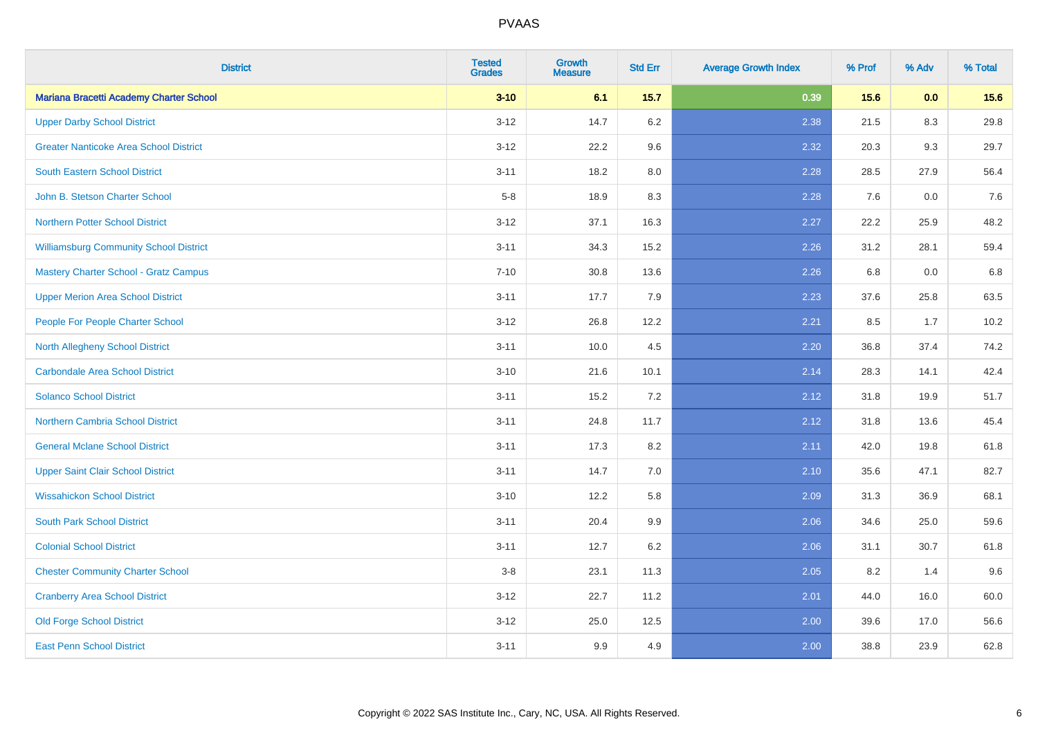# PVAAS

| District | Tested Grades | Growth Measure | Std Err | Average Growth Index | % Prof | % Adv | % Total |
|---|---|---|---|---|---|---|---|
| **Mariana Bracetti Academy Charter School** | **3-10** | **6.1** | **15.7** | **0.39** | **15.6** | **0.0** | **15.6** |
| Upper Darby School District | 3-12 | 14.7 | 6.2 | 2.38 | 21.5 | 8.3 | 29.8 |
| Greater Nanticoke Area School District | 3-12 | 22.2 | 9.6 | 2.32 | 20.3 | 9.3 | 29.7 |
| South Eastern School District | 3-11 | 18.2 | 8.0 | 2.28 | 28.5 | 27.9 | 56.4 |
| John B. Stetson Charter School | 5-8 | 18.9 | 8.3 | 2.28 | 7.6 | 0.0 | 7.6 |
| Northern Potter School District | 3-12 | 37.1 | 16.3 | 2.27 | 22.2 | 25.9 | 48.2 |
| Williamsburg Community School District | 3-11 | 34.3 | 15.2 | 2.26 | 31.2 | 28.1 | 59.4 |
| Mastery Charter School - Gratz Campus | 7-10 | 30.8 | 13.6 | 2.26 | 6.8 | 0.0 | 6.8 |
| Upper Merion Area School District | 3-11 | 17.7 | 7.9 | 2.23 | 37.6 | 25.8 | 63.5 |
| People For People Charter School | 3-12 | 26.8 | 12.2 | 2.21 | 8.5 | 1.7 | 10.2 |
| North Allegheny School District | 3-11 | 10.0 | 4.5 | 2.20 | 36.8 | 37.4 | 74.2 |
| Carbondale Area School District | 3-10 | 21.6 | 10.1 | 2.14 | 28.3 | 14.1 | 42.4 |
| Solanco School District | 3-11 | 15.2 | 7.2 | 2.12 | 31.8 | 19.9 | 51.7 |
| Northern Cambria School District | 3-11 | 24.8 | 11.7 | 2.12 | 31.8 | 13.6 | 45.4 |
| General Mclane School District | 3-11 | 17.3 | 8.2 | 2.11 | 42.0 | 19.8 | 61.8 |
| Upper Saint Clair School District | 3-11 | 14.7 | 7.0 | 2.10 | 35.6 | 47.1 | 82.7 |
| Wissahickon School District | 3-10 | 12.2 | 5.8 | 2.09 | 31.3 | 36.9 | 68.1 |
| South Park School District | 3-11 | 20.4 | 9.9 | 2.06 | 34.6 | 25.0 | 59.6 |
| Colonial School District | 3-11 | 12.7 | 6.2 | 2.06 | 31.1 | 30.7 | 61.8 |
| Chester Community Charter School | 3-8 | 23.1 | 11.3 | 2.05 | 8.2 | 1.4 | 9.6 |
| Cranberry Area School District | 3-12 | 22.7 | 11.2 | 2.01 | 44.0 | 16.0 | 60.0 |
| Old Forge School District | 3-12 | 25.0 | 12.5 | 2.00 | 39.6 | 17.0 | 56.6 |
| East Penn School District | 3-11 | 9.9 | 4.9 | 2.00 | 38.8 | 23.9 | 62.8 |

Copyright © 2022 SAS Institute Inc., Cary, NC, USA. All Rights Reserved.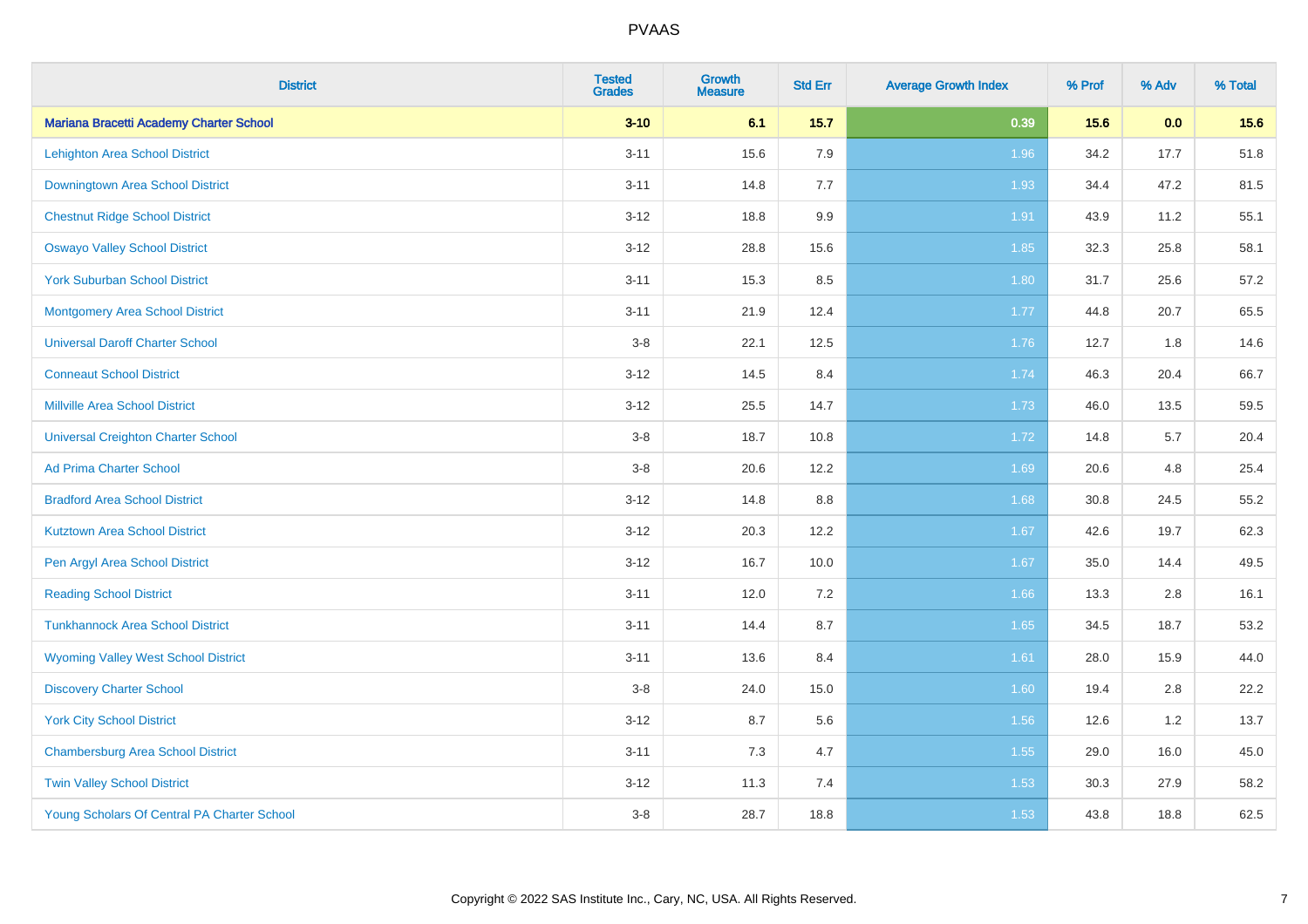# PVAAS

| District | Tested Grades | Growth Measure | Std Err | Average Growth Index | % Prof | % Adv | % Total |
|---|---|---|---|---|---|---|---|
| **Mariana Bracetti Academy Charter School** | **3-10** | **6.1** | **15.7** | **0.39** | **15.6** | **0.0** | **15.6** |
| Lehighton Area School District | 3-11 | 15.6 | 7.9 | 1.96 | 34.2 | 17.7 | 51.8 |
| Downingtown Area School District | 3-11 | 14.8 | 7.7 | 1.93 | 34.4 | 47.2 | 81.5 |
| Chestnut Ridge School District | 3-12 | 18.8 | 9.9 | 1.91 | 43.9 | 11.2 | 55.1 |
| Oswayo Valley School District | 3-12 | 28.8 | 15.6 | 1.85 | 32.3 | 25.8 | 58.1 |
| York Suburban School District | 3-11 | 15.3 | 8.5 | 1.80 | 31.7 | 25.6 | 57.2 |
| Montgomery Area School District | 3-11 | 21.9 | 12.4 | 1.77 | 44.8 | 20.7 | 65.5 |
| Universal Daroff Charter School | 3-8 | 22.1 | 12.5 | 1.76 | 12.7 | 1.8 | 14.6 |
| Conneaut School District | 3-12 | 14.5 | 8.4 | 1.74 | 46.3 | 20.4 | 66.7 |
| Millville Area School District | 3-12 | 25.5 | 14.7 | 1.73 | 46.0 | 13.5 | 59.5 |
| Universal Creighton Charter School | 3-8 | 18.7 | 10.8 | 1.72 | 14.8 | 5.7 | 20.4 |
| Ad Prima Charter School | 3-8 | 20.6 | 12.2 | 1.69 | 20.6 | 4.8 | 25.4 |
| Bradford Area School District | 3-12 | 14.8 | 8.8 | 1.68 | 30.8 | 24.5 | 55.2 |
| Kutztown Area School District | 3-12 | 20.3 | 12.2 | 1.67 | 42.6 | 19.7 | 62.3 |
| Pen Argyl Area School District | 3-12 | 16.7 | 10.0 | 1.67 | 35.0 | 14.4 | 49.5 |
| Reading School District | 3-11 | 12.0 | 7.2 | 1.66 | 13.3 | 2.8 | 16.1 |
| Tunkhannock Area School District | 3-11 | 14.4 | 8.7 | 1.65 | 34.5 | 18.7 | 53.2 |
| Wyoming Valley West School District | 3-11 | 13.6 | 8.4 | 1.61 | 28.0 | 15.9 | 44.0 |
| Discovery Charter School | 3-8 | 24.0 | 15.0 | 1.60 | 19.4 | 2.8 | 22.2 |
| York City School District | 3-12 | 8.7 | 5.6 | 1.56 | 12.6 | 1.2 | 13.7 |
| Chambersburg Area School District | 3-11 | 7.3 | 4.7 | 1.55 | 29.0 | 16.0 | 45.0 |
| Twin Valley School District | 3-12 | 11.3 | 7.4 | 1.53 | 30.3 | 27.9 | 58.2 |
| Young Scholars Of Central PA Charter School | 3-8 | 28.7 | 18.8 | 1.53 | 43.8 | 18.8 | 62.5 |

Copyright © 2022 SAS Institute Inc., Cary, NC, USA. All Rights Reserved.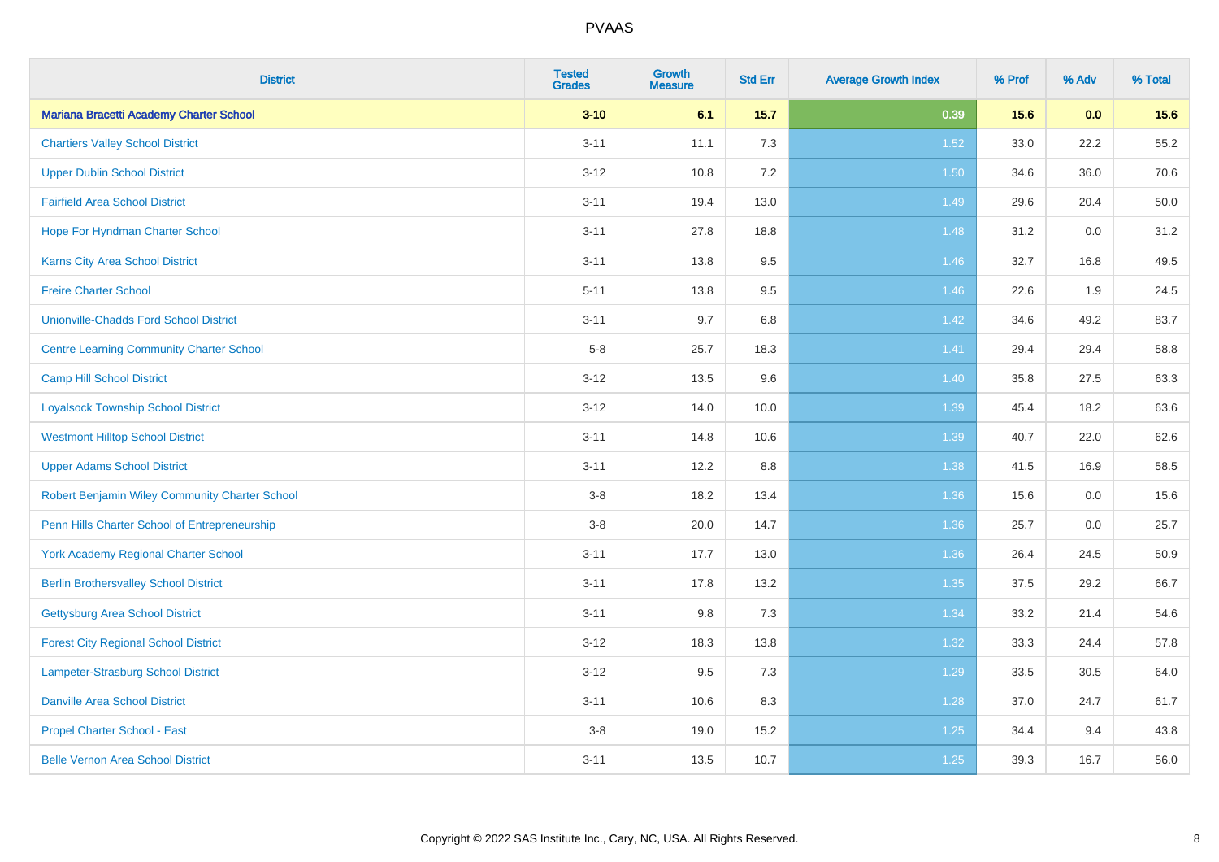# PVAAS

| District | Tested Grades | Growth Measure | Std Err | Average Growth Index | % Prof | % Adv | % Total |
|---|---|---|---|---|---|---|---|
| **Mariana Bracetti Academy Charter School** | **3-10** | **6.1** | **15.7** | **0.39** | **15.6** | **0.0** | **15.6** |
| Chartiers Valley School District | 3-11 | 11.1 | 7.3 | 1.52 | 33.0 | 22.2 | 55.2 |
| Upper Dublin School District | 3-12 | 10.8 | 7.2 | 1.50 | 34.6 | 36.0 | 70.6 |
| Fairfield Area School District | 3-11 | 19.4 | 13.0 | 1.49 | 29.6 | 20.4 | 50.0 |
| Hope For Hyndman Charter School | 3-11 | 27.8 | 18.8 | 1.48 | 31.2 | 0.0 | 31.2 |
| Karns City Area School District | 3-11 | 13.8 | 9.5 | 1.46 | 32.7 | 16.8 | 49.5 |
| Freire Charter School | 5-11 | 13.8 | 9.5 | 1.46 | 22.6 | 1.9 | 24.5 |
| Unionville-Chadds Ford School District | 3-11 | 9.7 | 6.8 | 1.42 | 34.6 | 49.2 | 83.7 |
| Centre Learning Community Charter School | 5-8 | 25.7 | 18.3 | 1.41 | 29.4 | 29.4 | 58.8 |
| Camp Hill School District | 3-12 | 13.5 | 9.6 | 1.40 | 35.8 | 27.5 | 63.3 |
| Loyalsock Township School District | 3-12 | 14.0 | 10.0 | 1.39 | 45.4 | 18.2 | 63.6 |
| Westmont Hilltop School District | 3-11 | 14.8 | 10.6 | 1.39 | 40.7 | 22.0 | 62.6 |
| Upper Adams School District | 3-11 | 12.2 | 8.8 | 1.38 | 41.5 | 16.9 | 58.5 |
| Robert Benjamin Wiley Community Charter School | 3-8 | 18.2 | 13.4 | 1.36 | 15.6 | 0.0 | 15.6 |
| Penn Hills Charter School of Entrepreneurship | 3-8 | 20.0 | 14.7 | 1.36 | 25.7 | 0.0 | 25.7 |
| York Academy Regional Charter School | 3-11 | 17.7 | 13.0 | 1.36 | 26.4 | 24.5 | 50.9 |
| Berlin Brothersvalley School District | 3-11 | 17.8 | 13.2 | 1.35 | 37.5 | 29.2 | 66.7 |
| Gettysburg Area School District | 3-11 | 9.8 | 7.3 | 1.34 | 33.2 | 21.4 | 54.6 |
| Forest City Regional School District | 3-12 | 18.3 | 13.8 | 1.32 | 33.3 | 24.4 | 57.8 |
| Lampeter-Strasburg School District | 3-12 | 9.5 | 7.3 | 1.29 | 33.5 | 30.5 | 64.0 |
| Danville Area School District | 3-11 | 10.6 | 8.3 | 1.28 | 37.0 | 24.7 | 61.7 |
| Propel Charter School - East | 3-8 | 19.0 | 15.2 | 1.25 | 34.4 | 9.4 | 43.8 |
| Belle Vernon Area School District | 3-11 | 13.5 | 10.7 | 1.25 | 39.3 | 16.7 | 56.0 |

Copyright © 2022 SAS Institute Inc., Cary, NC, USA. All Rights Reserved.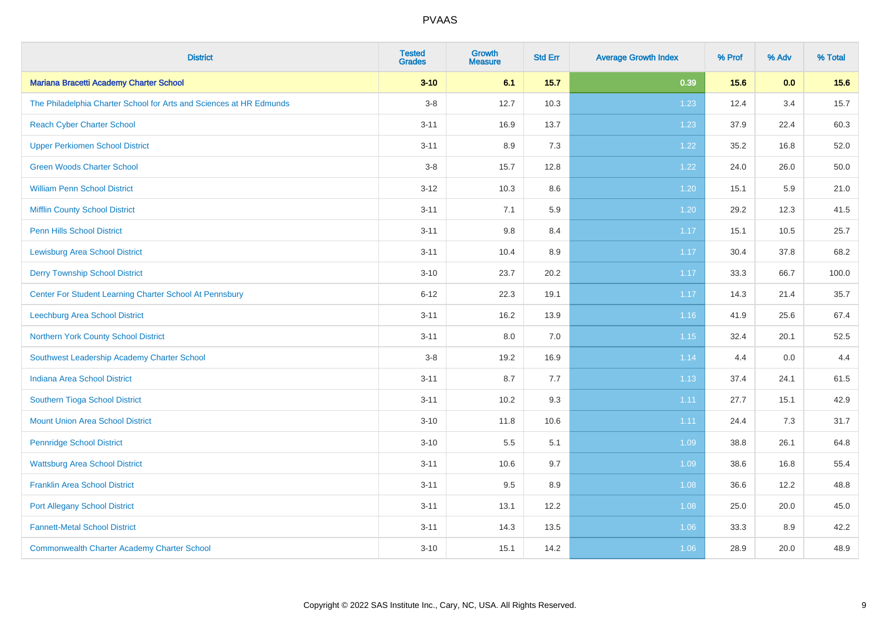# PVAAS

| District | Tested Grades | Growth Measure | Std Err | Average Growth Index | % Prof | % Adv | % Total |
|---|---|---|---|---|---|---|---|
| **Mariana Bracetti Academy Charter School** | **3-10** | **6.1** | **15.7** | **0.39** | **15.6** | **0.0** | **15.6** |
| The Philadelphia Charter School for Arts and Sciences at HR Edmunds | 3-8 | 12.7 | 10.3 | 1.23 | 12.4 | 3.4 | 15.7 |
| Reach Cyber Charter School | 3-11 | 16.9 | 13.7 | 1.23 | 37.9 | 22.4 | 60.3 |
| Upper Perkiomen School District | 3-11 | 8.9 | 7.3 | 1.22 | 35.2 | 16.8 | 52.0 |
| Green Woods Charter School | 3-8 | 15.7 | 12.8 | 1.22 | 24.0 | 26.0 | 50.0 |
| William Penn School District | 3-12 | 10.3 | 8.6 | 1.20 | 15.1 | 5.9 | 21.0 |
| Mifflin County School District | 3-11 | 7.1 | 5.9 | 1.20 | 29.2 | 12.3 | 41.5 |
| Penn Hills School District | 3-11 | 9.8 | 8.4 | 1.17 | 15.1 | 10.5 | 25.7 |
| Lewisburg Area School District | 3-11 | 10.4 | 8.9 | 1.17 | 30.4 | 37.8 | 68.2 |
| Derry Township School District | 3-10 | 23.7 | 20.2 | 1.17 | 33.3 | 66.7 | 100.0 |
| Center For Student Learning Charter School At Pennsbury | 6-12 | 22.3 | 19.1 | 1.17 | 14.3 | 21.4 | 35.7 |
| Leechburg Area School District | 3-11 | 16.2 | 13.9 | 1.16 | 41.9 | 25.6 | 67.4 |
| Northern York County School District | 3-11 | 8.0 | 7.0 | 1.15 | 32.4 | 20.1 | 52.5 |
| Southwest Leadership Academy Charter School | 3-8 | 19.2 | 16.9 | 1.14 | 4.4 | 0.0 | 4.4 |
| Indiana Area School District | 3-11 | 8.7 | 7.7 | 1.13 | 37.4 | 24.1 | 61.5 |
| Southern Tioga School District | 3-11 | 10.2 | 9.3 | 1.11 | 27.7 | 15.1 | 42.9 |
| Mount Union Area School District | 3-10 | 11.8 | 10.6 | 1.11 | 24.4 | 7.3 | 31.7 |
| Pennridge School District | 3-10 | 5.5 | 5.1 | 1.09 | 38.8 | 26.1 | 64.8 |
| Wattsburg Area School District | 3-11 | 10.6 | 9.7 | 1.09 | 38.6 | 16.8 | 55.4 |
| Franklin Area School District | 3-11 | 9.5 | 8.9 | 1.08 | 36.6 | 12.2 | 48.8 |
| Port Allegany School District | 3-11 | 13.1 | 12.2 | 1.08 | 25.0 | 20.0 | 45.0 |
| Fannett-Metal School District | 3-11 | 14.3 | 13.5 | 1.06 | 33.3 | 8.9 | 42.2 |
| Commonwealth Charter Academy Charter School | 3-10 | 15.1 | 14.2 | 1.06 | 28.9 | 20.0 | 48.9 |

Copyright © 2022 SAS Institute Inc., Cary, NC, USA. All Rights Reserved.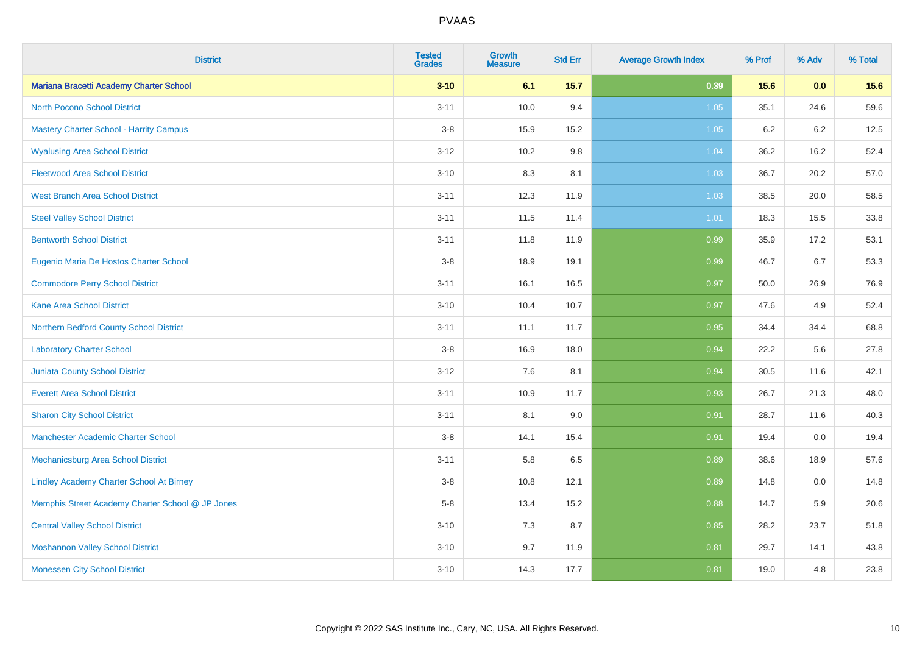# PVAAS

| District | Tested Grades | Growth Measure | Std Err | Average Growth Index | % Prof | % Adv | % Total |
|---|---|---|---|---|---|---|---|
| **Mariana Bracetti Academy Charter School** | **3-10** | **6.1** | **15.7** | **0.39** | **15.6** | **0.0** | **15.6** |
| North Pocono School District | 3-11 | 10.0 | 9.4 | 1.05 | 35.1 | 24.6 | 59.6 |
| Mastery Charter School - Harrity Campus | 3-8 | 15.9 | 15.2 | 1.05 | 6.2 | 6.2 | 12.5 |
| Wyalusing Area School District | 3-12 | 10.2 | 9.8 | 1.04 | 36.2 | 16.2 | 52.4 |
| Fleetwood Area School District | 3-10 | 8.3 | 8.1 | 1.03 | 36.7 | 20.2 | 57.0 |
| West Branch Area School District | 3-11 | 12.3 | 11.9 | 1.03 | 38.5 | 20.0 | 58.5 |
| Steel Valley School District | 3-11 | 11.5 | 11.4 | 1.01 | 18.3 | 15.5 | 33.8 |
| Bentworth School District | 3-11 | 11.8 | 11.9 | 0.99 | 35.9 | 17.2 | 53.1 |
| Eugenio Maria De Hostos Charter School | 3-8 | 18.9 | 19.1 | 0.99 | 46.7 | 6.7 | 53.3 |
| Commodore Perry School District | 3-11 | 16.1 | 16.5 | 0.97 | 50.0 | 26.9 | 76.9 |
| Kane Area School District | 3-10 | 10.4 | 10.7 | 0.97 | 47.6 | 4.9 | 52.4 |
| Northern Bedford County School District | 3-11 | 11.1 | 11.7 | 0.95 | 34.4 | 34.4 | 68.8 |
| Laboratory Charter School | 3-8 | 16.9 | 18.0 | 0.94 | 22.2 | 5.6 | 27.8 |
| Juniata County School District | 3-12 | 7.6 | 8.1 | 0.94 | 30.5 | 11.6 | 42.1 |
| Everett Area School District | 3-11 | 10.9 | 11.7 | 0.93 | 26.7 | 21.3 | 48.0 |
| Sharon City School District | 3-11 | 8.1 | 9.0 | 0.91 | 28.7 | 11.6 | 40.3 |
| Manchester Academic Charter School | 3-8 | 14.1 | 15.4 | 0.91 | 19.4 | 0.0 | 19.4 |
| Mechanicsburg Area School District | 3-11 | 5.8 | 6.5 | 0.89 | 38.6 | 18.9 | 57.6 |
| Lindley Academy Charter School At Birney | 3-8 | 10.8 | 12.1 | 0.89 | 14.8 | 0.0 | 14.8 |
| Memphis Street Academy Charter School @ JP Jones | 5-8 | 13.4 | 15.2 | 0.88 | 14.7 | 5.9 | 20.6 |
| Central Valley School District | 3-10 | 7.3 | 8.7 | 0.85 | 28.2 | 23.7 | 51.8 |
| Moshannon Valley School District | 3-10 | 9.7 | 11.9 | 0.81 | 29.7 | 14.1 | 43.8 |
| Monessen City School District | 3-10 | 14.3 | 17.7 | 0.81 | 19.0 | 4.8 | 23.8 |

Copyright © 2022 SAS Institute Inc., Cary, NC, USA. All Rights Reserved.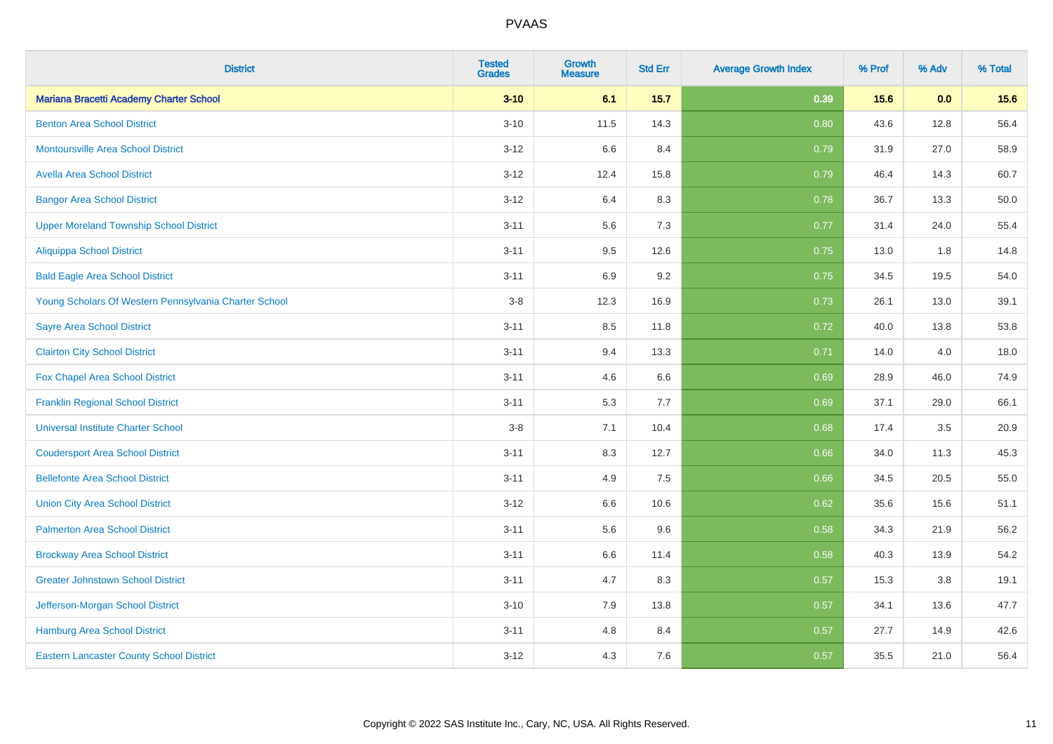| District | Tested Grades | Growth Measure | Std Err | Average Growth Index | % Prof | % Adv | % Total |
|---|---|---|---|---|---|---|---|
| **Mariana Bracetti Academy Charter School** | **3-10** | **6.1** | **15.7** | **0.39** | **15.6** | **0.0** | **15.6** |
| Benton Area School District | 3-10 | 11.5 | 14.3 | 0.80 | 43.6 | 12.8 | 56.4 |
| Montoursville Area School District | 3-12 | 6.6 | 8.4 | 0.79 | 31.9 | 27.0 | 58.9 |
| Avella Area School District | 3-12 | 12.4 | 15.8 | 0.79 | 46.4 | 14.3 | 60.7 |
| Bangor Area School District | 3-12 | 6.4 | 8.3 | 0.78 | 36.7 | 13.3 | 50.0 |
| Upper Moreland Township School District | 3-11 | 5.6 | 7.3 | 0.77 | 31.4 | 24.0 | 55.4 |
| Aliquippa School District | 3-11 | 9.5 | 12.6 | 0.75 | 13.0 | 1.8 | 14.8 |
| Bald Eagle Area School District | 3-11 | 6.9 | 9.2 | 0.75 | 34.5 | 19.5 | 54.0 |
| Young Scholars Of Western Pennsylvania Charter School | 3-8 | 12.3 | 16.9 | 0.73 | 26.1 | 13.0 | 39.1 |
| Sayre Area School District | 3-11 | 8.5 | 11.8 | 0.72 | 40.0 | 13.8 | 53.8 |
| Clairton City School District | 3-11 | 9.4 | 13.3 | 0.71 | 14.0 | 4.0 | 18.0 |
| Fox Chapel Area School District | 3-11 | 4.6 | 6.6 | 0.69 | 28.9 | 46.0 | 74.9 |
| Franklin Regional School District | 3-11 | 5.3 | 7.7 | 0.69 | 37.1 | 29.0 | 66.1 |
| Universal Institute Charter School | 3-8 | 7.1 | 10.4 | 0.68 | 17.4 | 3.5 | 20.9 |
| Coudersport Area School District | 3-11 | 8.3 | 12.7 | 0.66 | 34.0 | 11.3 | 45.3 |
| Bellefonte Area School District | 3-11 | 4.9 | 7.5 | 0.66 | 34.5 | 20.5 | 55.0 |
| Union City Area School District | 3-12 | 6.6 | 10.6 | 0.62 | 35.6 | 15.6 | 51.1 |
| Palmerton Area School District | 3-11 | 5.6 | 9.6 | 0.58 | 34.3 | 21.9 | 56.2 |
| Brockway Area School District | 3-11 | 6.6 | 11.4 | 0.58 | 40.3 | 13.9 | 54.2 |
| Greater Johnstown School District | 3-11 | 4.7 | 8.3 | 0.57 | 15.3 | 3.8 | 19.1 |
| Jefferson-Morgan School District | 3-10 | 7.9 | 13.8 | 0.57 | 34.1 | 13.6 | 47.7 |
| Hamburg Area School District | 3-11 | 4.8 | 8.4 | 0.57 | 27.7 | 14.9 | 42.6 |
| Eastern Lancaster County School District | 3-12 | 4.3 | 7.6 | 0.57 | 35.5 | 21.0 | 56.4 |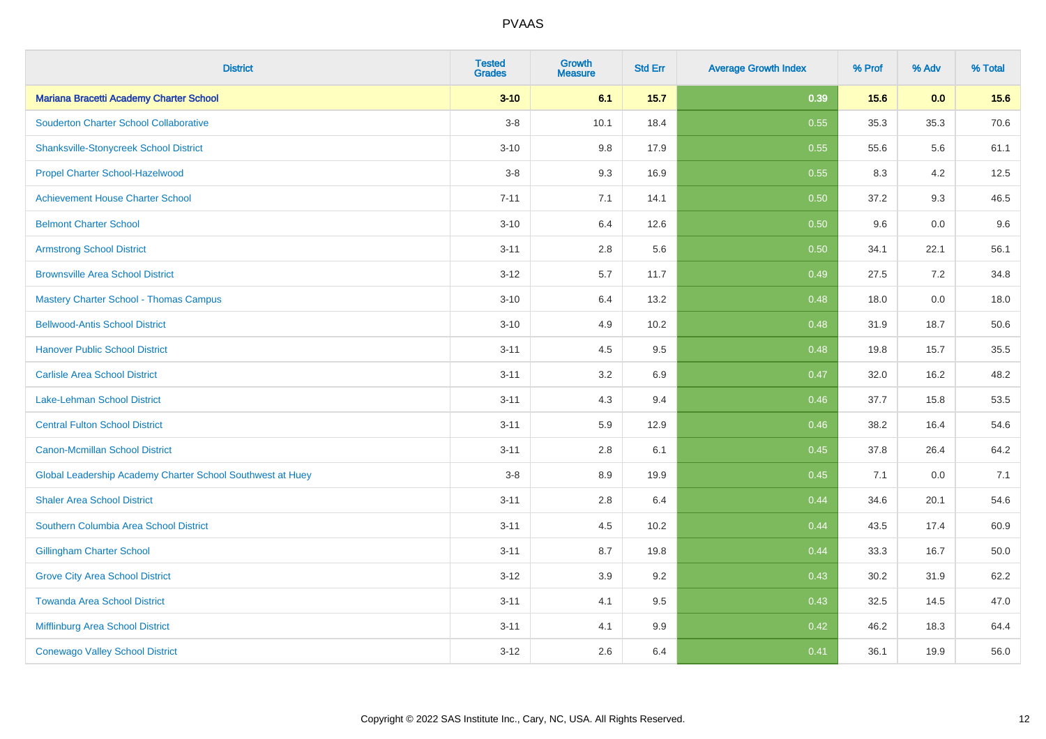| District | Tested Grades | Growth Measure | Std Err | Average Growth Index | % Prof | % Adv | % Total |
|---|---|---|---|---|---|---|---|
| **Mariana Bracetti Academy Charter School** | **3-10** | **6.1** | **15.7** | **0.39** | **15.6** | **0.0** | **15.6** |
| Souderton Charter School Collaborative | 3-8 | 10.1 | 18.4 | 0.55 | 35.3 | 35.3 | 70.6 |
| Shanksville-Stonycreek School District | 3-10 | 9.8 | 17.9 | 0.55 | 55.6 | 5.6 | 61.1 |
| Propel Charter School-Hazelwood | 3-8 | 9.3 | 16.9 | 0.55 | 8.3 | 4.2 | 12.5 |
| Achievement House Charter School | 7-11 | 7.1 | 14.1 | 0.50 | 37.2 | 9.3 | 46.5 |
| Belmont Charter School | 3-10 | 6.4 | 12.6 | 0.50 | 9.6 | 0.0 | 9.6 |
| Armstrong School District | 3-11 | 2.8 | 5.6 | 0.50 | 34.1 | 22.1 | 56.1 |
| Brownsville Area School District | 3-12 | 5.7 | 11.7 | 0.49 | 27.5 | 7.2 | 34.8 |
| Mastery Charter School - Thomas Campus | 3-10 | 6.4 | 13.2 | 0.48 | 18.0 | 0.0 | 18.0 |
| Bellwood-Antis School District | 3-10 | 4.9 | 10.2 | 0.48 | 31.9 | 18.7 | 50.6 |
| Hanover Public School District | 3-11 | 4.5 | 9.5 | 0.48 | 19.8 | 15.7 | 35.5 |
| Carlisle Area School District | 3-11 | 3.2 | 6.9 | 0.47 | 32.0 | 16.2 | 48.2 |
| Lake-Lehman School District | 3-11 | 4.3 | 9.4 | 0.46 | 37.7 | 15.8 | 53.5 |
| Central Fulton School District | 3-11 | 5.9 | 12.9 | 0.46 | 38.2 | 16.4 | 54.6 |
| Canon-Mcmillan School District | 3-11 | 2.8 | 6.1 | 0.45 | 37.8 | 26.4 | 64.2 |
| Global Leadership Academy Charter School Southwest at Huey | 3-8 | 8.9 | 19.9 | 0.45 | 7.1 | 0.0 | 7.1 |
| Shaler Area School District | 3-11 | 2.8 | 6.4 | 0.44 | 34.6 | 20.1 | 54.6 |
| Southern Columbia Area School District | 3-11 | 4.5 | 10.2 | 0.44 | 43.5 | 17.4 | 60.9 |
| Gillingham Charter School | 3-11 | 8.7 | 19.8 | 0.44 | 33.3 | 16.7 | 50.0 |
| Grove City Area School District | 3-12 | 3.9 | 9.2 | 0.43 | 30.2 | 31.9 | 62.2 |
| Towanda Area School District | 3-11 | 4.1 | 9.5 | 0.43 | 32.5 | 14.5 | 47.0 |
| Mifflinburg Area School District | 3-11 | 4.1 | 9.9 | 0.42 | 46.2 | 18.3 | 64.4 |
| Conewago Valley School District | 3-12 | 2.6 | 6.4 | 0.41 | 36.1 | 19.9 | 56.0 |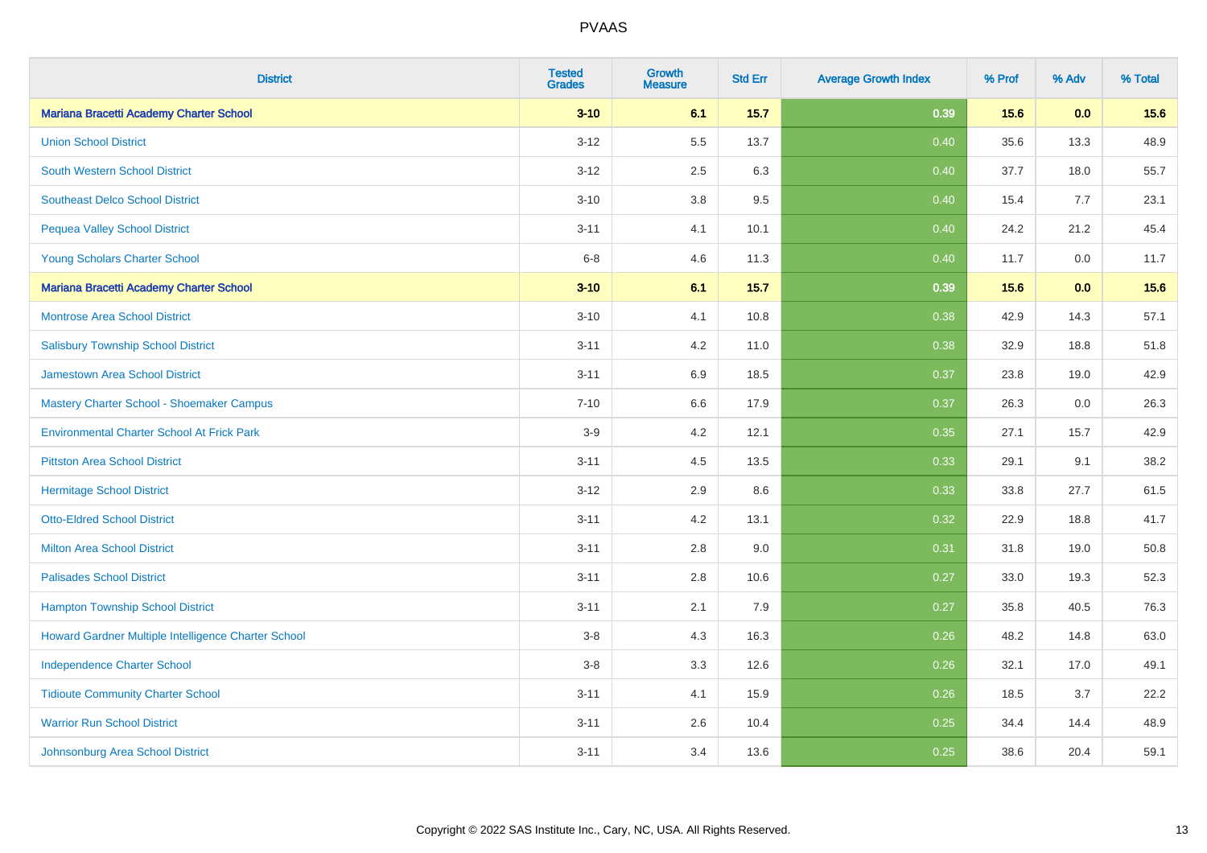# PVAAS

| District | Tested Grades | Growth Measure | Std Err | Average Growth Index | % Prof | % Adv | % Total |
|---|---|---|---|---|---|---|---|
| **Mariana Bracetti Academy Charter School** | **3-10** | **6.1** | **15.7** | **0.39** | **15.6** | **0.0** | **15.6** |
| Union School District | 3-12 | 5.5 | 13.7 | 0.40 | 35.6 | 13.3 | 48.9 |
| South Western School District | 3-12 | 2.5 | 6.3 | 0.40 | 37.7 | 18.0 | 55.7 |
| Southeast Delco School District | 3-10 | 3.8 | 9.5 | 0.40 | 15.4 | 7.7 | 23.1 |
| Pequea Valley School District | 3-11 | 4.1 | 10.1 | 0.40 | 24.2 | 21.2 | 45.4 |
| Young Scholars Charter School | 6-8 | 4.6 | 11.3 | 0.40 | 11.7 | 0.0 | 11.7 |
| **Mariana Bracetti Academy Charter School** | **3-10** | **6.1** | **15.7** | **0.39** | **15.6** | **0.0** | **15.6** |
| Montrose Area School District | 3-10 | 4.1 | 10.8 | 0.38 | 42.9 | 14.3 | 57.1 |
| Salisbury Township School District | 3-11 | 4.2 | 11.0 | 0.38 | 32.9 | 18.8 | 51.8 |
| Jamestown Area School District | 3-11 | 6.9 | 18.5 | 0.37 | 23.8 | 19.0 | 42.9 |
| Mastery Charter School - Shoemaker Campus | 7-10 | 6.6 | 17.9 | 0.37 | 26.3 | 0.0 | 26.3 |
| Environmental Charter School At Frick Park | 3-9 | 4.2 | 12.1 | 0.35 | 27.1 | 15.7 | 42.9 |
| Pittston Area School District | 3-11 | 4.5 | 13.5 | 0.33 | 29.1 | 9.1 | 38.2 |
| Hermitage School District | 3-12 | 2.9 | 8.6 | 0.33 | 33.8 | 27.7 | 61.5 |
| Otto-Eldred School District | 3-11 | 4.2 | 13.1 | 0.32 | 22.9 | 18.8 | 41.7 |
| Milton Area School District | 3-11 | 2.8 | 9.0 | 0.31 | 31.8 | 19.0 | 50.8 |
| Palisades School District | 3-11 | 2.8 | 10.6 | 0.27 | 33.0 | 19.3 | 52.3 |
| Hampton Township School District | 3-11 | 2.1 | 7.9 | 0.27 | 35.8 | 40.5 | 76.3 |
| Howard Gardner Multiple Intelligence Charter School | 3-8 | 4.3 | 16.3 | 0.26 | 48.2 | 14.8 | 63.0 |
| Independence Charter School | 3-8 | 3.3 | 12.6 | 0.26 | 32.1 | 17.0 | 49.1 |
| Tidioute Community Charter School | 3-11 | 4.1 | 15.9 | 0.26 | 18.5 | 3.7 | 22.2 |
| Warrior Run School District | 3-11 | 2.6 | 10.4 | 0.25 | 34.4 | 14.4 | 48.9 |
| Johnsonburg Area School District | 3-11 | 3.4 | 13.6 | 0.25 | 38.6 | 20.4 | 59.1 |

Copyright © 2022 SAS Institute Inc., Cary, NC, USA. All Rights Reserved.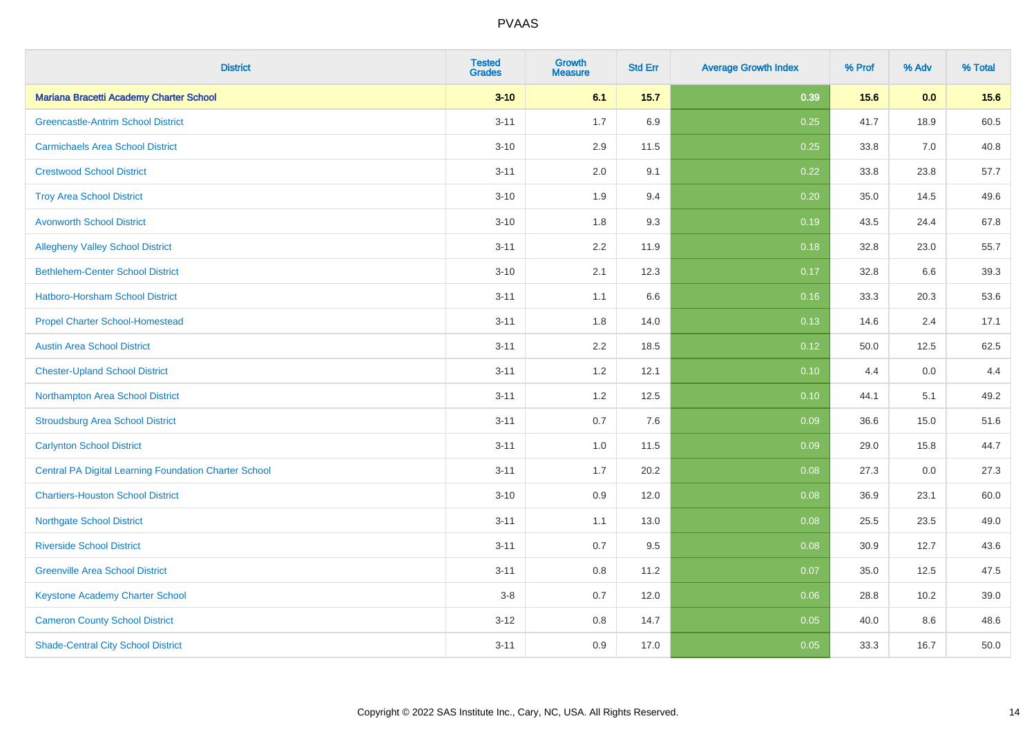# PVAAS

| District | Tested Grades | Growth Measure | Std Err | Average Growth Index | % Prof | % Adv | % Total |
|---|---|---|---|---|---|---|---|
| **Mariana Bracetti Academy Charter School** | **3-10** | **6.1** | **15.7** | **0.39** | **15.6** | **0.0** | **15.6** |
| Greencastle-Antrim School District | 3-11 | 1.7 | 6.9 | 0.25 | 41.7 | 18.9 | 60.5 |
| Carmichaels Area School District | 3-10 | 2.9 | 11.5 | 0.25 | 33.8 | 7.0 | 40.8 |
| Crestwood School District | 3-11 | 2.0 | 9.1 | 0.22 | 33.8 | 23.8 | 57.7 |
| Troy Area School District | 3-10 | 1.9 | 9.4 | 0.20 | 35.0 | 14.5 | 49.6 |
| Avonworth School District | 3-10 | 1.8 | 9.3 | 0.19 | 43.5 | 24.4 | 67.8 |
| Allegheny Valley School District | 3-11 | 2.2 | 11.9 | 0.18 | 32.8 | 23.0 | 55.7 |
| Bethlehem-Center School District | 3-10 | 2.1 | 12.3 | 0.17 | 32.8 | 6.6 | 39.3 |
| Hatboro-Horsham School District | 3-11 | 1.1 | 6.6 | 0.16 | 33.3 | 20.3 | 53.6 |
| Propel Charter School-Homestead | 3-11 | 1.8 | 14.0 | 0.13 | 14.6 | 2.4 | 17.1 |
| Austin Area School District | 3-11 | 2.2 | 18.5 | 0.12 | 50.0 | 12.5 | 62.5 |
| Chester-Upland School District | 3-11 | 1.2 | 12.1 | 0.10 | 4.4 | 0.0 | 4.4 |
| Northampton Area School District | 3-11 | 1.2 | 12.5 | 0.10 | 44.1 | 5.1 | 49.2 |
| Stroudsburg Area School District | 3-11 | 0.7 | 7.6 | 0.09 | 36.6 | 15.0 | 51.6 |
| Carlynton School District | 3-11 | 1.0 | 11.5 | 0.09 | 29.0 | 15.8 | 44.7 |
| Central PA Digital Learning Foundation Charter School | 3-11 | 1.7 | 20.2 | 0.08 | 27.3 | 0.0 | 27.3 |
| Chartiers-Houston School District | 3-10 | 0.9 | 12.0 | 0.08 | 36.9 | 23.1 | 60.0 |
| Northgate School District | 3-11 | 1.1 | 13.0 | 0.08 | 25.5 | 23.5 | 49.0 |
| Riverside School District | 3-11 | 0.7 | 9.5 | 0.08 | 30.9 | 12.7 | 43.6 |
| Greenville Area School District | 3-11 | 0.8 | 11.2 | 0.07 | 35.0 | 12.5 | 47.5 |
| Keystone Academy Charter School | 3-8 | 0.7 | 12.0 | 0.06 | 28.8 | 10.2 | 39.0 |
| Cameron County School District | 3-12 | 0.8 | 14.7 | 0.05 | 40.0 | 8.6 | 48.6 |
| Shade-Central City School District | 3-11 | 0.9 | 17.0 | 0.05 | 33.3 | 16.7 | 50.0 |

Copyright © 2022 SAS Institute Inc., Cary, NC, USA. All Rights Reserved.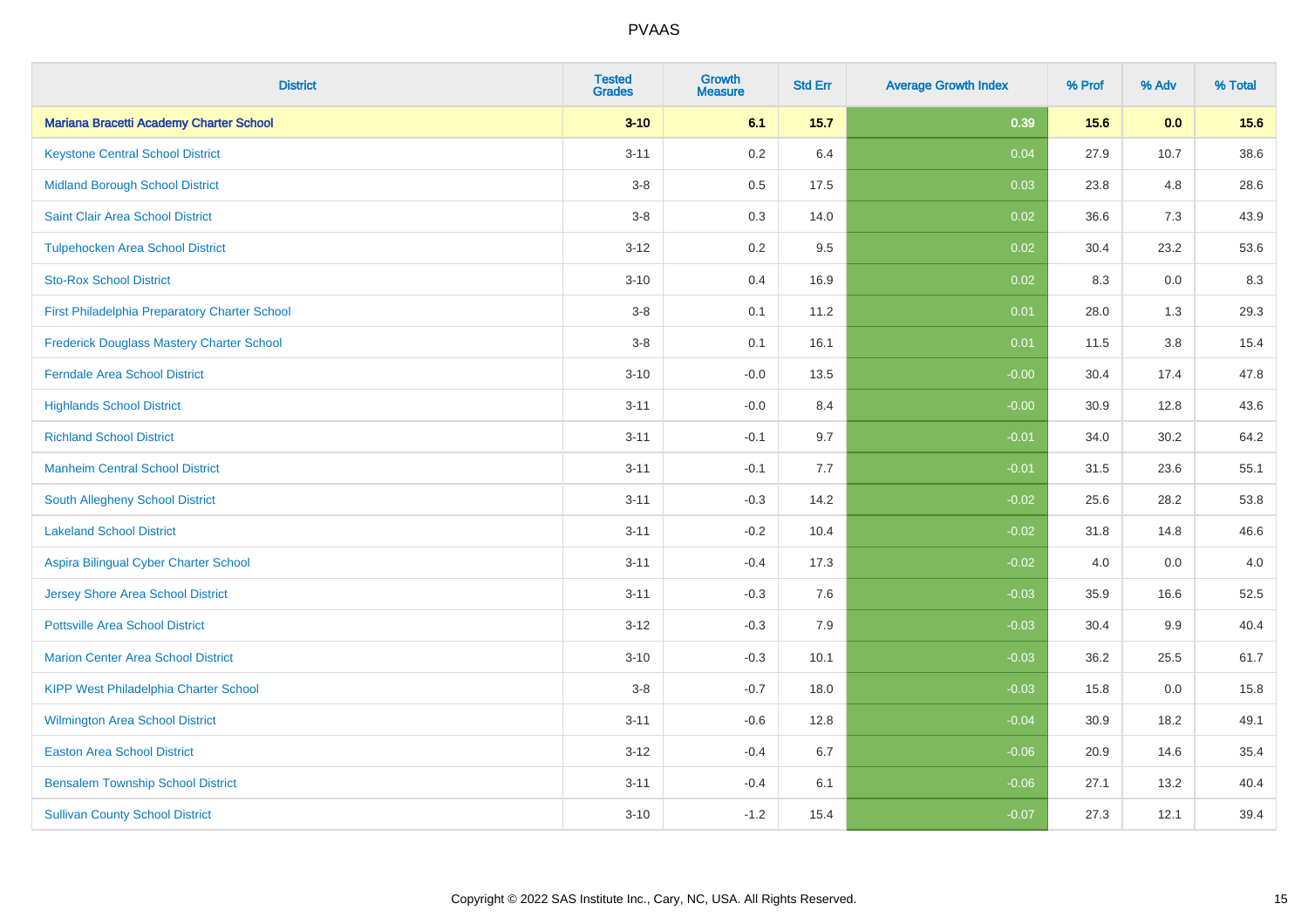# PVAAS

| District | Tested Grades | Growth Measure | Std Err | Average Growth Index | % Prof | % Adv | % Total |
|---|---|---|---|---|---|---|---|
| **Mariana Bracetti Academy Charter School** | **3-10** | **6.1** | **15.7** | **0.39** | **15.6** | **0.0** | **15.6** |
| Keystone Central School District | 3-11 | 0.2 | 6.4 | 0.04 | 27.9 | 10.7 | 38.6 |
| Midland Borough School District | 3-8 | 0.5 | 17.5 | 0.03 | 23.8 | 4.8 | 28.6 |
| Saint Clair Area School District | 3-8 | 0.3 | 14.0 | 0.02 | 36.6 | 7.3 | 43.9 |
| Tulpehocken Area School District | 3-12 | 0.2 | 9.5 | 0.02 | 30.4 | 23.2 | 53.6 |
| Sto-Rox School District | 3-10 | 0.4 | 16.9 | 0.02 | 8.3 | 0.0 | 8.3 |
| First Philadelphia Preparatory Charter School | 3-8 | 0.1 | 11.2 | 0.01 | 28.0 | 1.3 | 29.3 |
| Frederick Douglass Mastery Charter School | 3-8 | 0.1 | 16.1 | 0.01 | 11.5 | 3.8 | 15.4 |
| Ferndale Area School District | 3-10 | -0.0 | 13.5 | -0.00 | 30.4 | 17.4 | 47.8 |
| Highlands School District | 3-11 | -0.0 | 8.4 | -0.00 | 30.9 | 12.8 | 43.6 |
| Richland School District | 3-11 | -0.1 | 9.7 | -0.01 | 34.0 | 30.2 | 64.2 |
| Manheim Central School District | 3-11 | -0.1 | 7.7 | -0.01 | 31.5 | 23.6 | 55.1 |
| South Allegheny School District | 3-11 | -0.3 | 14.2 | -0.02 | 25.6 | 28.2 | 53.8 |
| Lakeland School District | 3-11 | -0.2 | 10.4 | -0.02 | 31.8 | 14.8 | 46.6 |
| Aspira Bilingual Cyber Charter School | 3-11 | -0.4 | 17.3 | -0.02 | 4.0 | 0.0 | 4.0 |
| Jersey Shore Area School District | 3-11 | -0.3 | 7.6 | -0.03 | 35.9 | 16.6 | 52.5 |
| Pottsville Area School District | 3-12 | -0.3 | 7.9 | -0.03 | 30.4 | 9.9 | 40.4 |
| Marion Center Area School District | 3-10 | -0.3 | 10.1 | -0.03 | 36.2 | 25.5 | 61.7 |
| KIPP West Philadelphia Charter School | 3-8 | -0.7 | 18.0 | -0.03 | 15.8 | 0.0 | 15.8 |
| Wilmington Area School District | 3-11 | -0.6 | 12.8 | -0.04 | 30.9 | 18.2 | 49.1 |
| Easton Area School District | 3-12 | -0.4 | 6.7 | -0.06 | 20.9 | 14.6 | 35.4 |
| Bensalem Township School District | 3-11 | -0.4 | 6.1 | -0.06 | 27.1 | 13.2 | 40.4 |
| Sullivan County School District | 3-10 | -1.2 | 15.4 | -0.07 | 27.3 | 12.1 | 39.4 |

Copyright © 2022 SAS Institute Inc., Cary, NC, USA. All Rights Reserved.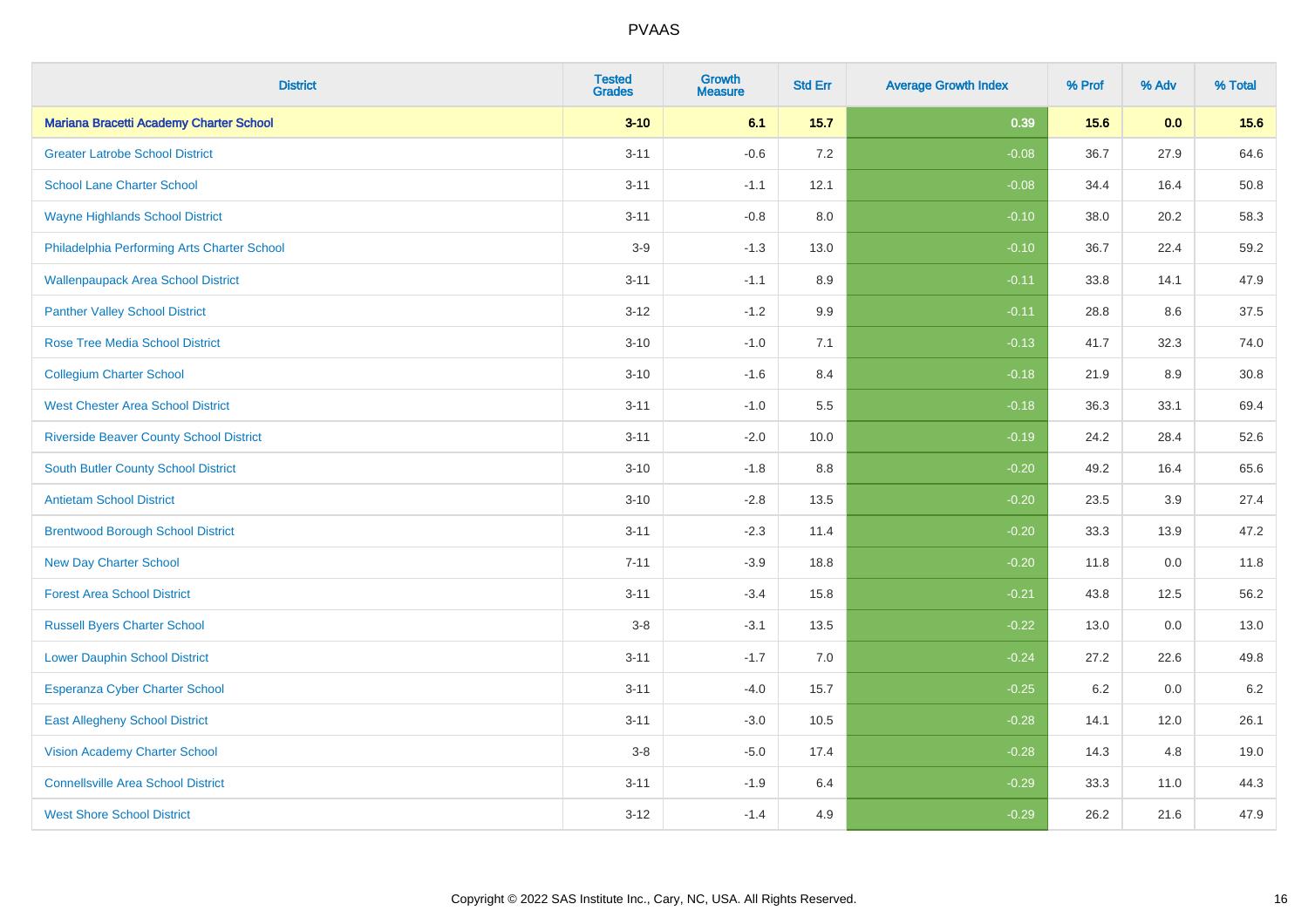# PVAAS

| District | Tested Grades | Growth Measure | Std Err | Average Growth Index | % Prof | % Adv | % Total |
|---|---|---|---|---|---|---|---|
| **Mariana Bracetti Academy Charter School** | **3-10** | **6.1** | **15.7** | **0.39** | **15.6** | **0.0** | **15.6** |
| Greater Latrobe School District | 3-11 | -0.6 | 7.2 | -0.08 | 36.7 | 27.9 | 64.6 |
| School Lane Charter School | 3-11 | -1.1 | 12.1 | -0.08 | 34.4 | 16.4 | 50.8 |
| Wayne Highlands School District | 3-11 | -0.8 | 8.0 | -0.10 | 38.0 | 20.2 | 58.3 |
| Philadelphia Performing Arts Charter School | 3-9 | -1.3 | 13.0 | -0.10 | 36.7 | 22.4 | 59.2 |
| Wallenpaupack Area School District | 3-11 | -1.1 | 8.9 | -0.11 | 33.8 | 14.1 | 47.9 |
| Panther Valley School District | 3-12 | -1.2 | 9.9 | -0.11 | 28.8 | 8.6 | 37.5 |
| Rose Tree Media School District | 3-10 | -1.0 | 7.1 | -0.13 | 41.7 | 32.3 | 74.0 |
| Collegium Charter School | 3-10 | -1.6 | 8.4 | -0.18 | 21.9 | 8.9 | 30.8 |
| West Chester Area School District | 3-11 | -1.0 | 5.5 | -0.18 | 36.3 | 33.1 | 69.4 |
| Riverside Beaver County School District | 3-11 | -2.0 | 10.0 | -0.19 | 24.2 | 28.4 | 52.6 |
| South Butler County School District | 3-10 | -1.8 | 8.8 | -0.20 | 49.2 | 16.4 | 65.6 |
| Antietam School District | 3-10 | -2.8 | 13.5 | -0.20 | 23.5 | 3.9 | 27.4 |
| Brentwood Borough School District | 3-11 | -2.3 | 11.4 | -0.20 | 33.3 | 13.9 | 47.2 |
| New Day Charter School | 7-11 | -3.9 | 18.8 | -0.20 | 11.8 | 0.0 | 11.8 |
| Forest Area School District | 3-11 | -3.4 | 15.8 | -0.21 | 43.8 | 12.5 | 56.2 |
| Russell Byers Charter School | 3-8 | -3.1 | 13.5 | -0.22 | 13.0 | 0.0 | 13.0 |
| Lower Dauphin School District | 3-11 | -1.7 | 7.0 | -0.24 | 27.2 | 22.6 | 49.8 |
| Esperanza Cyber Charter School | 3-11 | -4.0 | 15.7 | -0.25 | 6.2 | 0.0 | 6.2 |
| East Allegheny School District | 3-11 | -3.0 | 10.5 | -0.28 | 14.1 | 12.0 | 26.1 |
| Vision Academy Charter School | 3-8 | -5.0 | 17.4 | -0.28 | 14.3 | 4.8 | 19.0 |
| Connellsville Area School District | 3-11 | -1.9 | 6.4 | -0.29 | 33.3 | 11.0 | 44.3 |
| West Shore School District | 3-12 | -1.4 | 4.9 | -0.29 | 26.2 | 21.6 | 47.9 |

Copyright © 2022 SAS Institute Inc., Cary, NC, USA. All Rights Reserved.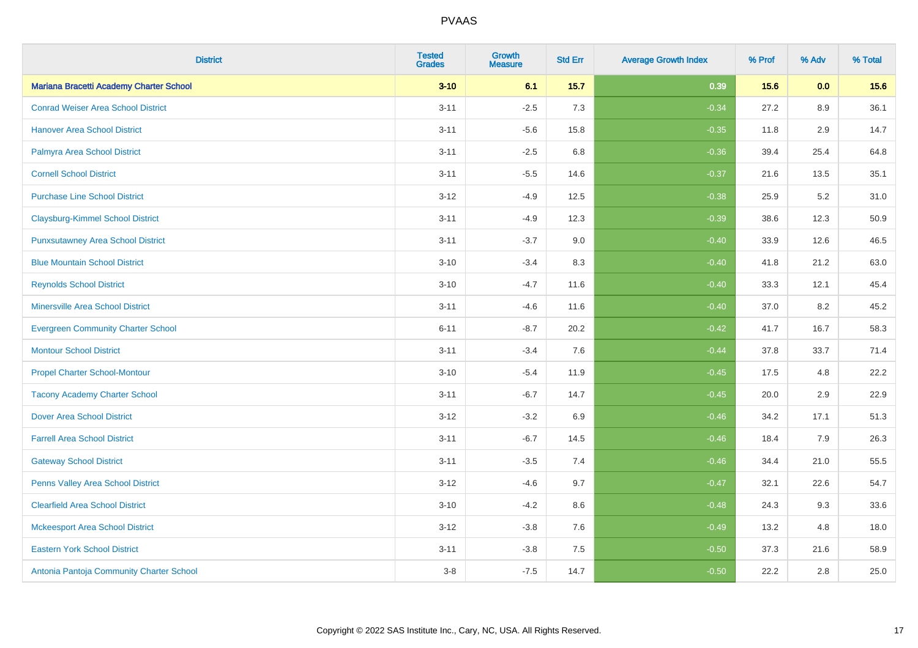| District | Tested Grades | Growth Measure | Std Err | Average Growth Index | % Prof | % Adv | % Total |
|---|---|---|---|---|---|---|---|
| **Mariana Bracetti Academy Charter School** | **3-10** | **6.1** | **15.7** | **0.39** | **15.6** | **0.0** | **15.6** |
| Conrad Weiser Area School District | 3-11 | -2.5 | 7.3 | -0.34 | 27.2 | 8.9 | 36.1 |
| Hanover Area School District | 3-11 | -5.6 | 15.8 | -0.35 | 11.8 | 2.9 | 14.7 |
| Palmyra Area School District | 3-11 | -2.5 | 6.8 | -0.36 | 39.4 | 25.4 | 64.8 |
| Cornell School District | 3-11 | -5.5 | 14.6 | -0.37 | 21.6 | 13.5 | 35.1 |
| Purchase Line School District | 3-12 | -4.9 | 12.5 | -0.38 | 25.9 | 5.2 | 31.0 |
| Claysburg-Kimmel School District | 3-11 | -4.9 | 12.3 | -0.39 | 38.6 | 12.3 | 50.9 |
| Punxsutawney Area School District | 3-11 | -3.7 | 9.0 | -0.40 | 33.9 | 12.6 | 46.5 |
| Blue Mountain School District | 3-10 | -3.4 | 8.3 | -0.40 | 41.8 | 21.2 | 63.0 |
| Reynolds School District | 3-10 | -4.7 | 11.6 | -0.40 | 33.3 | 12.1 | 45.4 |
| Minersville Area School District | 3-11 | -4.6 | 11.6 | -0.40 | 37.0 | 8.2 | 45.2 |
| Evergreen Community Charter School | 6-11 | -8.7 | 20.2 | -0.42 | 41.7 | 16.7 | 58.3 |
| Montour School District | 3-11 | -3.4 | 7.6 | -0.44 | 37.8 | 33.7 | 71.4 |
| Propel Charter School-Montour | 3-10 | -5.4 | 11.9 | -0.45 | 17.5 | 4.8 | 22.2 |
| Tacony Academy Charter School | 3-11 | -6.7 | 14.7 | -0.45 | 20.0 | 2.9 | 22.9 |
| Dover Area School District | 3-12 | -3.2 | 6.9 | -0.46 | 34.2 | 17.1 | 51.3 |
| Farrell Area School District | 3-11 | -6.7 | 14.5 | -0.46 | 18.4 | 7.9 | 26.3 |
| Gateway School District | 3-11 | -3.5 | 7.4 | -0.46 | 34.4 | 21.0 | 55.5 |
| Penns Valley Area School District | 3-12 | -4.6 | 9.7 | -0.47 | 32.1 | 22.6 | 54.7 |
| Clearfield Area School District | 3-10 | -4.2 | 8.6 | -0.48 | 24.3 | 9.3 | 33.6 |
| Mckeesport Area School District | 3-12 | -3.8 | 7.6 | -0.49 | 13.2 | 4.8 | 18.0 |
| Eastern York School District | 3-11 | -3.8 | 7.5 | -0.50 | 37.3 | 21.6 | 58.9 |
| Antonia Pantoja Community Charter School | 3-8 | -7.5 | 14.7 | -0.50 | 22.2 | 2.8 | 25.0 |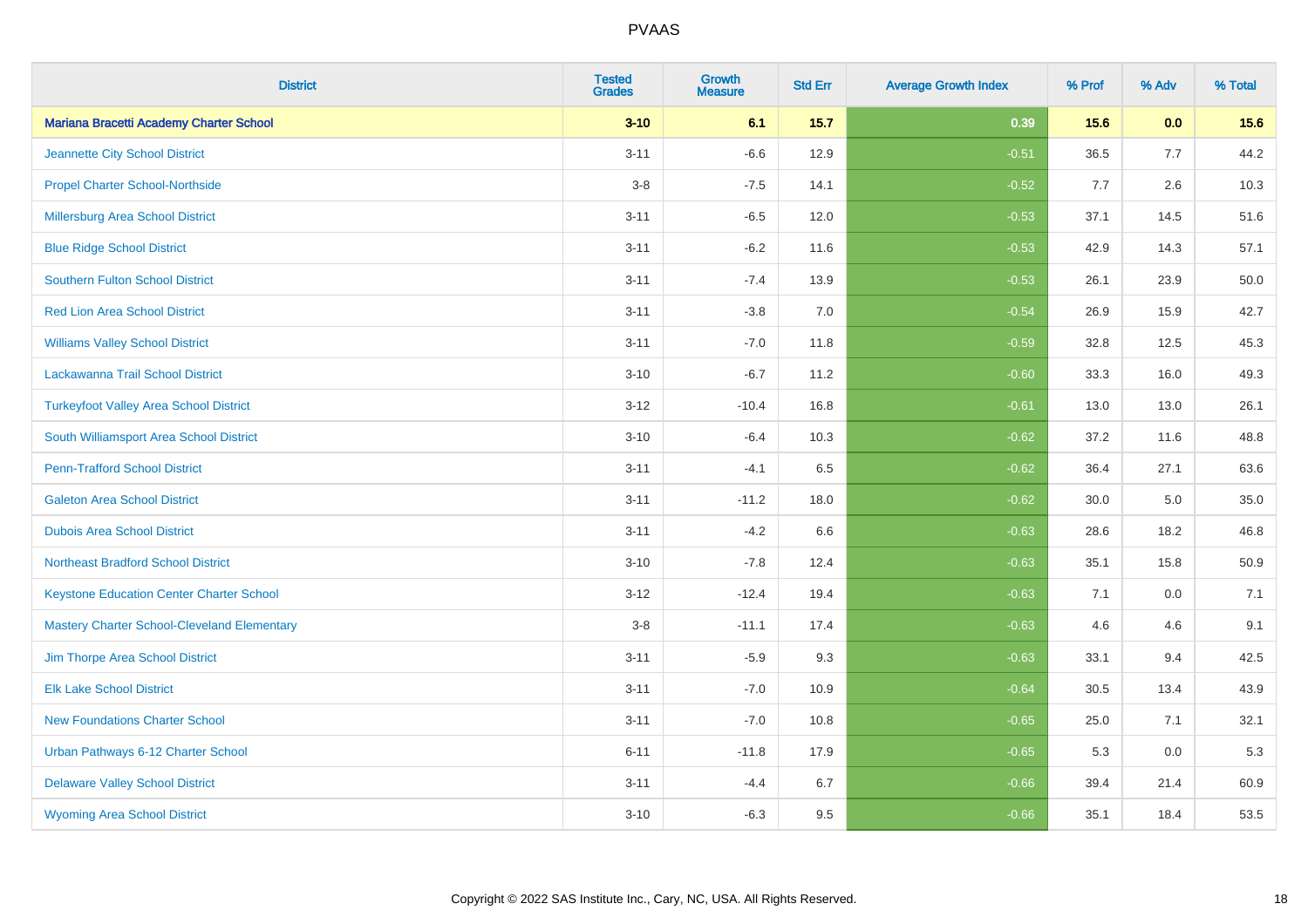# PVAAS

| District | Tested Grades | Growth Measure | Std Err | Average Growth Index | % Prof | % Adv | % Total |
|---|---|---|---|---|---|---|---|
| **Mariana Bracetti Academy Charter School** | **3-10** | **6.1** | **15.7** | **0.39** | **15.6** | **0.0** | **15.6** |
| Jeannette City School District | 3-11 | -6.6 | 12.9 | -0.51 | 36.5 | 7.7 | 44.2 |
| Propel Charter School-Northside | 3-8 | -7.5 | 14.1 | -0.52 | 7.7 | 2.6 | 10.3 |
| Millersburg Area School District | 3-11 | -6.5 | 12.0 | -0.53 | 37.1 | 14.5 | 51.6 |
| Blue Ridge School District | 3-11 | -6.2 | 11.6 | -0.53 | 42.9 | 14.3 | 57.1 |
| Southern Fulton School District | 3-11 | -7.4 | 13.9 | -0.53 | 26.1 | 23.9 | 50.0 |
| Red Lion Area School District | 3-11 | -3.8 | 7.0 | -0.54 | 26.9 | 15.9 | 42.7 |
| Williams Valley School District | 3-11 | -7.0 | 11.8 | -0.59 | 32.8 | 12.5 | 45.3 |
| Lackawanna Trail School District | 3-10 | -6.7 | 11.2 | -0.60 | 33.3 | 16.0 | 49.3 |
| Turkeyfoot Valley Area School District | 3-12 | -10.4 | 16.8 | -0.61 | 13.0 | 13.0 | 26.1 |
| South Williamsport Area School District | 3-10 | -6.4 | 10.3 | -0.62 | 37.2 | 11.6 | 48.8 |
| Penn-Trafford School District | 3-11 | -4.1 | 6.5 | -0.62 | 36.4 | 27.1 | 63.6 |
| Galeton Area School District | 3-11 | -11.2 | 18.0 | -0.62 | 30.0 | 5.0 | 35.0 |
| Dubois Area School District | 3-11 | -4.2 | 6.6 | -0.63 | 28.6 | 18.2 | 46.8 |
| Northeast Bradford School District | 3-10 | -7.8 | 12.4 | -0.63 | 35.1 | 15.8 | 50.9 |
| Keystone Education Center Charter School | 3-12 | -12.4 | 19.4 | -0.63 | 7.1 | 0.0 | 7.1 |
| Mastery Charter School-Cleveland Elementary | 3-8 | -11.1 | 17.4 | -0.63 | 4.6 | 4.6 | 9.1 |
| Jim Thorpe Area School District | 3-11 | -5.9 | 9.3 | -0.63 | 33.1 | 9.4 | 42.5 |
| Elk Lake School District | 3-11 | -7.0 | 10.9 | -0.64 | 30.5 | 13.4 | 43.9 |
| New Foundations Charter School | 3-11 | -7.0 | 10.8 | -0.65 | 25.0 | 7.1 | 32.1 |
| Urban Pathways 6-12 Charter School | 6-11 | -11.8 | 17.9 | -0.65 | 5.3 | 0.0 | 5.3 |
| Delaware Valley School District | 3-11 | -4.4 | 6.7 | -0.66 | 39.4 | 21.4 | 60.9 |
| Wyoming Area School District | 3-10 | -6.3 | 9.5 | -0.66 | 35.1 | 18.4 | 53.5 |

Copyright © 2022 SAS Institute Inc., Cary, NC, USA. All Rights Reserved.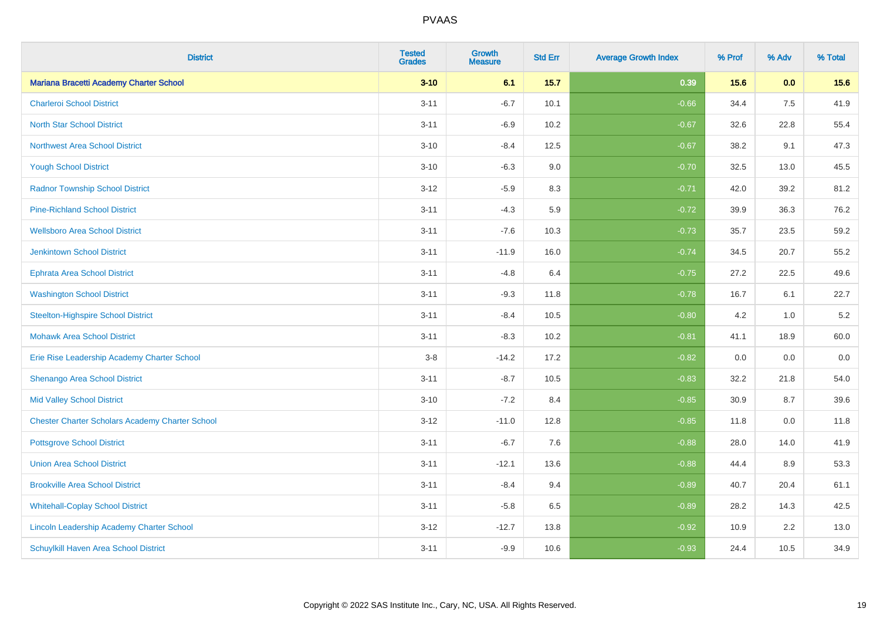| District | Tested Grades | Growth Measure | Std Err | Average Growth Index | % Prof | % Adv | % Total |
|---|---|---|---|---|---|---|---|
| **Mariana Bracetti Academy Charter School** | **3-10** | **6.1** | **15.7** | **0.39** | **15.6** | **0.0** | **15.6** |
| Charleroi School District | 3-11 | -6.7 | 10.1 | -0.66 | 34.4 | 7.5 | 41.9 |
| North Star School District | 3-11 | -6.9 | 10.2 | -0.67 | 32.6 | 22.8 | 55.4 |
| Northwest Area School District | 3-10 | -8.4 | 12.5 | -0.67 | 38.2 | 9.1 | 47.3 |
| Yough School District | 3-10 | -6.3 | 9.0 | -0.70 | 32.5 | 13.0 | 45.5 |
| Radnor Township School District | 3-12 | -5.9 | 8.3 | -0.71 | 42.0 | 39.2 | 81.2 |
| Pine-Richland School District | 3-11 | -4.3 | 5.9 | -0.72 | 39.9 | 36.3 | 76.2 |
| Wellsboro Area School District | 3-11 | -7.6 | 10.3 | -0.73 | 35.7 | 23.5 | 59.2 |
| Jenkintown School District | 3-11 | -11.9 | 16.0 | -0.74 | 34.5 | 20.7 | 55.2 |
| Ephrata Area School District | 3-11 | -4.8 | 6.4 | -0.75 | 27.2 | 22.5 | 49.6 |
| Washington School District | 3-11 | -9.3 | 11.8 | -0.78 | 16.7 | 6.1 | 22.7 |
| Steelton-Highspire School District | 3-11 | -8.4 | 10.5 | -0.80 | 4.2 | 1.0 | 5.2 |
| Mohawk Area School District | 3-11 | -8.3 | 10.2 | -0.81 | 41.1 | 18.9 | 60.0 |
| Erie Rise Leadership Academy Charter School | 3-8 | -14.2 | 17.2 | -0.82 | 0.0 | 0.0 | 0.0 |
| Shenango Area School District | 3-11 | -8.7 | 10.5 | -0.83 | 32.2 | 21.8 | 54.0 |
| Mid Valley School District | 3-10 | -7.2 | 8.4 | -0.85 | 30.9 | 8.7 | 39.6 |
| Chester Charter Scholars Academy Charter School | 3-12 | -11.0 | 12.8 | -0.85 | 11.8 | 0.0 | 11.8 |
| Pottsgrove School District | 3-11 | -6.7 | 7.6 | -0.88 | 28.0 | 14.0 | 41.9 |
| Union Area School District | 3-11 | -12.1 | 13.6 | -0.88 | 44.4 | 8.9 | 53.3 |
| Brookville Area School District | 3-11 | -8.4 | 9.4 | -0.89 | 40.7 | 20.4 | 61.1 |
| Whitehall-Coplay School District | 3-11 | -5.8 | 6.5 | -0.89 | 28.2 | 14.3 | 42.5 |
| Lincoln Leadership Academy Charter School | 3-12 | -12.7 | 13.8 | -0.92 | 10.9 | 2.2 | 13.0 |
| Schuylkill Haven Area School District | 3-11 | -9.9 | 10.6 | -0.93 | 24.4 | 10.5 | 34.9 |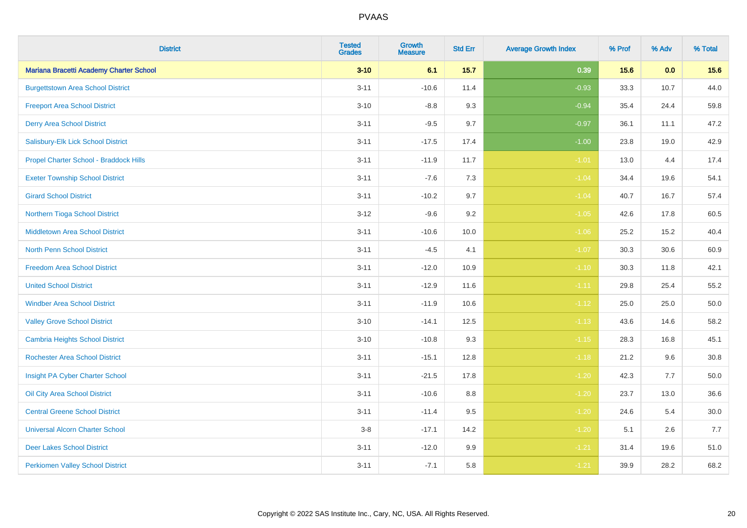| District | Tested Grades | Growth Measure | Std Err | Average Growth Index | % Prof | % Adv | % Total |
|---|---|---|---|---|---|---|---|
| **Mariana Bracetti Academy Charter School** | **3-10** | **6.1** | **15.7** | **0.39** | **15.6** | **0.0** | **15.6** |
| Burgettstown Area School District | 3-11 | -10.6 | 11.4 | -0.93 | 33.3 | 10.7 | 44.0 |
| Freeport Area School District | 3-10 | -8.8 | 9.3 | -0.94 | 35.4 | 24.4 | 59.8 |
| Derry Area School District | 3-11 | -9.5 | 9.7 | -0.97 | 36.1 | 11.1 | 47.2 |
| Salisbury-Elk Lick School District | 3-11 | -17.5 | 17.4 | -1.00 | 23.8 | 19.0 | 42.9 |
| Propel Charter School - Braddock Hills | 3-11 | -11.9 | 11.7 | -1.01 | 13.0 | 4.4 | 17.4 |
| Exeter Township School District | 3-11 | -7.6 | 7.3 | -1.04 | 34.4 | 19.6 | 54.1 |
| Girard School District | 3-11 | -10.2 | 9.7 | -1.04 | 40.7 | 16.7 | 57.4 |
| Northern Tioga School District | 3-12 | -9.6 | 9.2 | -1.05 | 42.6 | 17.8 | 60.5 |
| Middletown Area School District | 3-11 | -10.6 | 10.0 | -1.06 | 25.2 | 15.2 | 40.4 |
| North Penn School District | 3-11 | -4.5 | 4.1 | -1.07 | 30.3 | 30.6 | 60.9 |
| Freedom Area School District | 3-11 | -12.0 | 10.9 | -1.10 | 30.3 | 11.8 | 42.1 |
| United School District | 3-11 | -12.9 | 11.6 | -1.11 | 29.8 | 25.4 | 55.2 |
| Windber Area School District | 3-11 | -11.9 | 10.6 | -1.12 | 25.0 | 25.0 | 50.0 |
| Valley Grove School District | 3-10 | -14.1 | 12.5 | -1.13 | 43.6 | 14.6 | 58.2 |
| Cambria Heights School District | 3-10 | -10.8 | 9.3 | -1.15 | 28.3 | 16.8 | 45.1 |
| Rochester Area School District | 3-11 | -15.1 | 12.8 | -1.18 | 21.2 | 9.6 | 30.8 |
| Insight PA Cyber Charter School | 3-11 | -21.5 | 17.8 | -1.20 | 42.3 | 7.7 | 50.0 |
| Oil City Area School District | 3-11 | -10.6 | 8.8 | -1.20 | 23.7 | 13.0 | 36.6 |
| Central Greene School District | 3-11 | -11.4 | 9.5 | -1.20 | 24.6 | 5.4 | 30.0 |
| Universal Alcorn Charter School | 3-8 | -17.1 | 14.2 | -1.20 | 5.1 | 2.6 | 7.7 |
| Deer Lakes School District | 3-11 | -12.0 | 9.9 | -1.21 | 31.4 | 19.6 | 51.0 |
| Perkiomen Valley School District | 3-11 | -7.1 | 5.8 | -1.21 | 39.9 | 28.2 | 68.2 |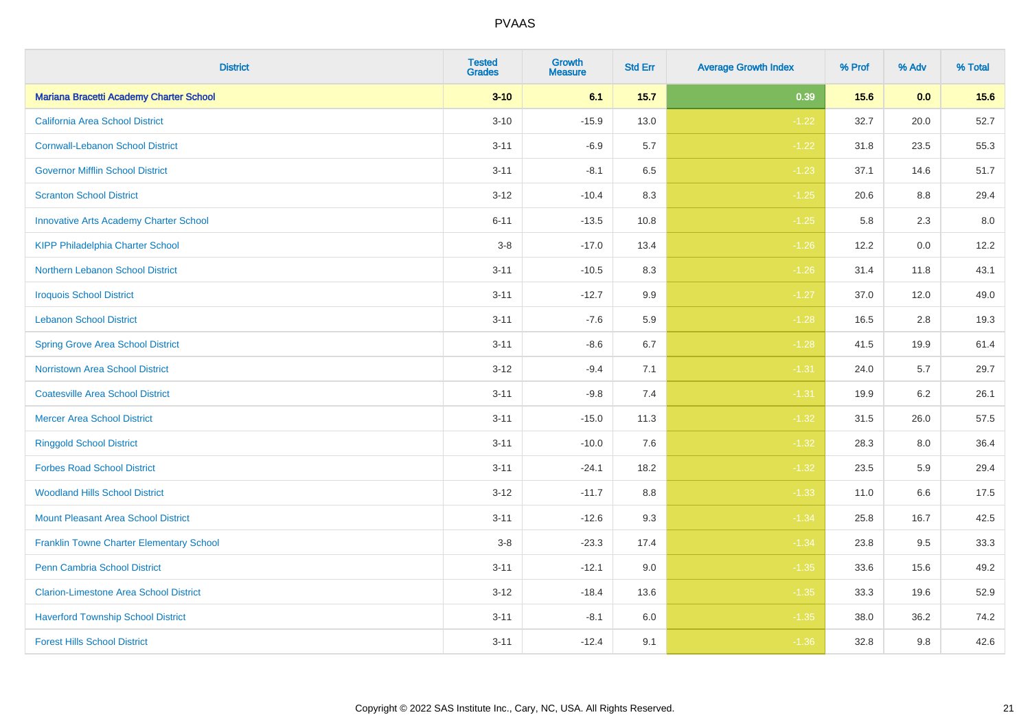# PVAAS

| District | Tested Grades | Growth Measure | Std Err | Average Growth Index | % Prof | % Adv | % Total |
|---|---|---|---|---|---|---|---|
| **Mariana Bracetti Academy Charter School** | **3-10** | **6.1** | **15.7** | **0.39** | **15.6** | **0.0** | **15.6** |
| California Area School District | 3-10 | -15.9 | 13.0 | -1.22 | 32.7 | 20.0 | 52.7 |
| Cornwall-Lebanon School District | 3-11 | -6.9 | 5.7 | -1.22 | 31.8 | 23.5 | 55.3 |
| Governor Mifflin School District | 3-11 | -8.1 | 6.5 | -1.23 | 37.1 | 14.6 | 51.7 |
| Scranton School District | 3-12 | -10.4 | 8.3 | -1.25 | 20.6 | 8.8 | 29.4 |
| Innovative Arts Academy Charter School | 6-11 | -13.5 | 10.8 | -1.25 | 5.8 | 2.3 | 8.0 |
| KIPP Philadelphia Charter School | 3-8 | -17.0 | 13.4 | -1.26 | 12.2 | 0.0 | 12.2 |
| Northern Lebanon School District | 3-11 | -10.5 | 8.3 | -1.26 | 31.4 | 11.8 | 43.1 |
| Iroquois School District | 3-11 | -12.7 | 9.9 | -1.27 | 37.0 | 12.0 | 49.0 |
| Lebanon School District | 3-11 | -7.6 | 5.9 | -1.28 | 16.5 | 2.8 | 19.3 |
| Spring Grove Area School District | 3-11 | -8.6 | 6.7 | -1.28 | 41.5 | 19.9 | 61.4 |
| Norristown Area School District | 3-12 | -9.4 | 7.1 | -1.31 | 24.0 | 5.7 | 29.7 |
| Coatesville Area School District | 3-11 | -9.8 | 7.4 | -1.31 | 19.9 | 6.2 | 26.1 |
| Mercer Area School District | 3-11 | -15.0 | 11.3 | -1.32 | 31.5 | 26.0 | 57.5 |
| Ringgold School District | 3-11 | -10.0 | 7.6 | -1.32 | 28.3 | 8.0 | 36.4 |
| Forbes Road School District | 3-11 | -24.1 | 18.2 | -1.32 | 23.5 | 5.9 | 29.4 |
| Woodland Hills School District | 3-12 | -11.7 | 8.8 | -1.33 | 11.0 | 6.6 | 17.5 |
| Mount Pleasant Area School District | 3-11 | -12.6 | 9.3 | -1.34 | 25.8 | 16.7 | 42.5 |
| Franklin Towne Charter Elementary School | 3-8 | -23.3 | 17.4 | -1.34 | 23.8 | 9.5 | 33.3 |
| Penn Cambria School District | 3-11 | -12.1 | 9.0 | -1.35 | 33.6 | 15.6 | 49.2 |
| Clarion-Limestone Area School District | 3-12 | -18.4 | 13.6 | -1.35 | 33.3 | 19.6 | 52.9 |
| Haverford Township School District | 3-11 | -8.1 | 6.0 | -1.35 | 38.0 | 36.2 | 74.2 |
| Forest Hills School District | 3-11 | -12.4 | 9.1 | -1.36 | 32.8 | 9.8 | 42.6 |

Copyright © 2022 SAS Institute Inc., Cary, NC, USA. All Rights Reserved.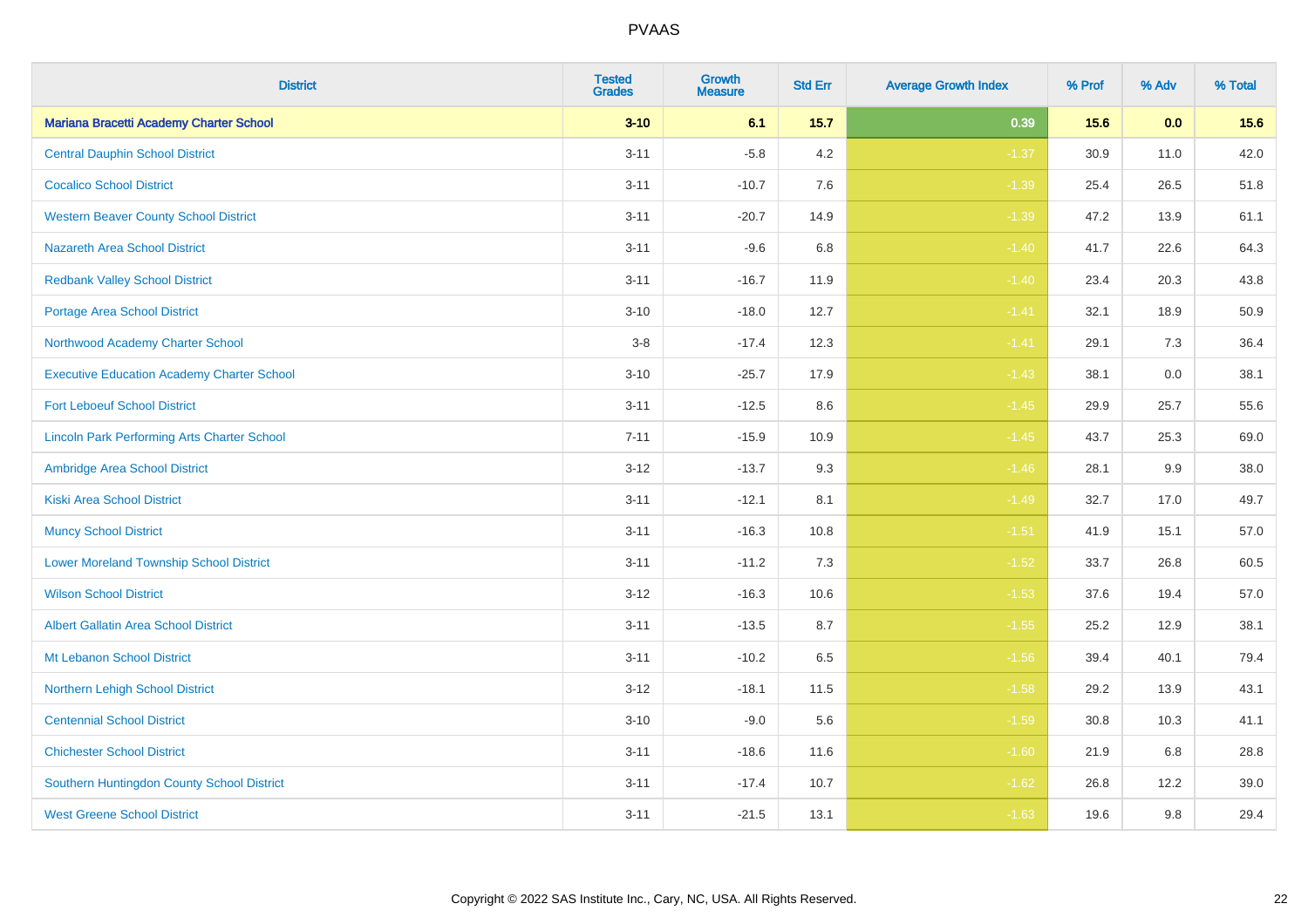PVAAS

| District | Tested Grades | Growth Measure | Std Err | Average Growth Index | % Prof | % Adv | % Total |
|---|---|---|---|---|---|---|---|
| **Mariana Bracetti Academy Charter School** | **3-10** | **6.1** | **15.7** | **0.39** | **15.6** | **0.0** | **15.6** |
| Central Dauphin School District | 3-11 | -5.8 | 4.2 | -1.37 | 30.9 | 11.0 | 42.0 |
| Cocalico School District | 3-11 | -10.7 | 7.6 | -1.39 | 25.4 | 26.5 | 51.8 |
| Western Beaver County School District | 3-11 | -20.7 | 14.9 | -1.39 | 47.2 | 13.9 | 61.1 |
| Nazareth Area School District | 3-11 | -9.6 | 6.8 | -1.40 | 41.7 | 22.6 | 64.3 |
| Redbank Valley School District | 3-11 | -16.7 | 11.9 | -1.40 | 23.4 | 20.3 | 43.8 |
| Portage Area School District | 3-10 | -18.0 | 12.7 | -1.41 | 32.1 | 18.9 | 50.9 |
| Northwood Academy Charter School | 3-8 | -17.4 | 12.3 | -1.41 | 29.1 | 7.3 | 36.4 |
| Executive Education Academy Charter School | 3-10 | -25.7 | 17.9 | -1.43 | 38.1 | 0.0 | 38.1 |
| Fort Leboeuf School District | 3-11 | -12.5 | 8.6 | -1.45 | 29.9 | 25.7 | 55.6 |
| Lincoln Park Performing Arts Charter School | 7-11 | -15.9 | 10.9 | -1.45 | 43.7 | 25.3 | 69.0 |
| Ambridge Area School District | 3-12 | -13.7 | 9.3 | -1.46 | 28.1 | 9.9 | 38.0 |
| Kiski Area School District | 3-11 | -12.1 | 8.1 | -1.49 | 32.7 | 17.0 | 49.7 |
| Muncy School District | 3-11 | -16.3 | 10.8 | -1.51 | 41.9 | 15.1 | 57.0 |
| Lower Moreland Township School District | 3-11 | -11.2 | 7.3 | -1.52 | 33.7 | 26.8 | 60.5 |
| Wilson School District | 3-12 | -16.3 | 10.6 | -1.53 | 37.6 | 19.4 | 57.0 |
| Albert Gallatin Area School District | 3-11 | -13.5 | 8.7 | -1.55 | 25.2 | 12.9 | 38.1 |
| Mt Lebanon School District | 3-11 | -10.2 | 6.5 | -1.56 | 39.4 | 40.1 | 79.4 |
| Northern Lehigh School District | 3-12 | -18.1 | 11.5 | -1.58 | 29.2 | 13.9 | 43.1 |
| Centennial School District | 3-10 | -9.0 | 5.6 | -1.59 | 30.8 | 10.3 | 41.1 |
| Chichester School District | 3-11 | -18.6 | 11.6 | -1.60 | 21.9 | 6.8 | 28.8 |
| Southern Huntingdon County School District | 3-11 | -17.4 | 10.7 | -1.62 | 26.8 | 12.2 | 39.0 |
| West Greene School District | 3-11 | -21.5 | 13.1 | -1.63 | 19.6 | 9.8 | 29.4 |

Copyright © 2022 SAS Institute Inc., Cary, NC, USA. All Rights Reserved.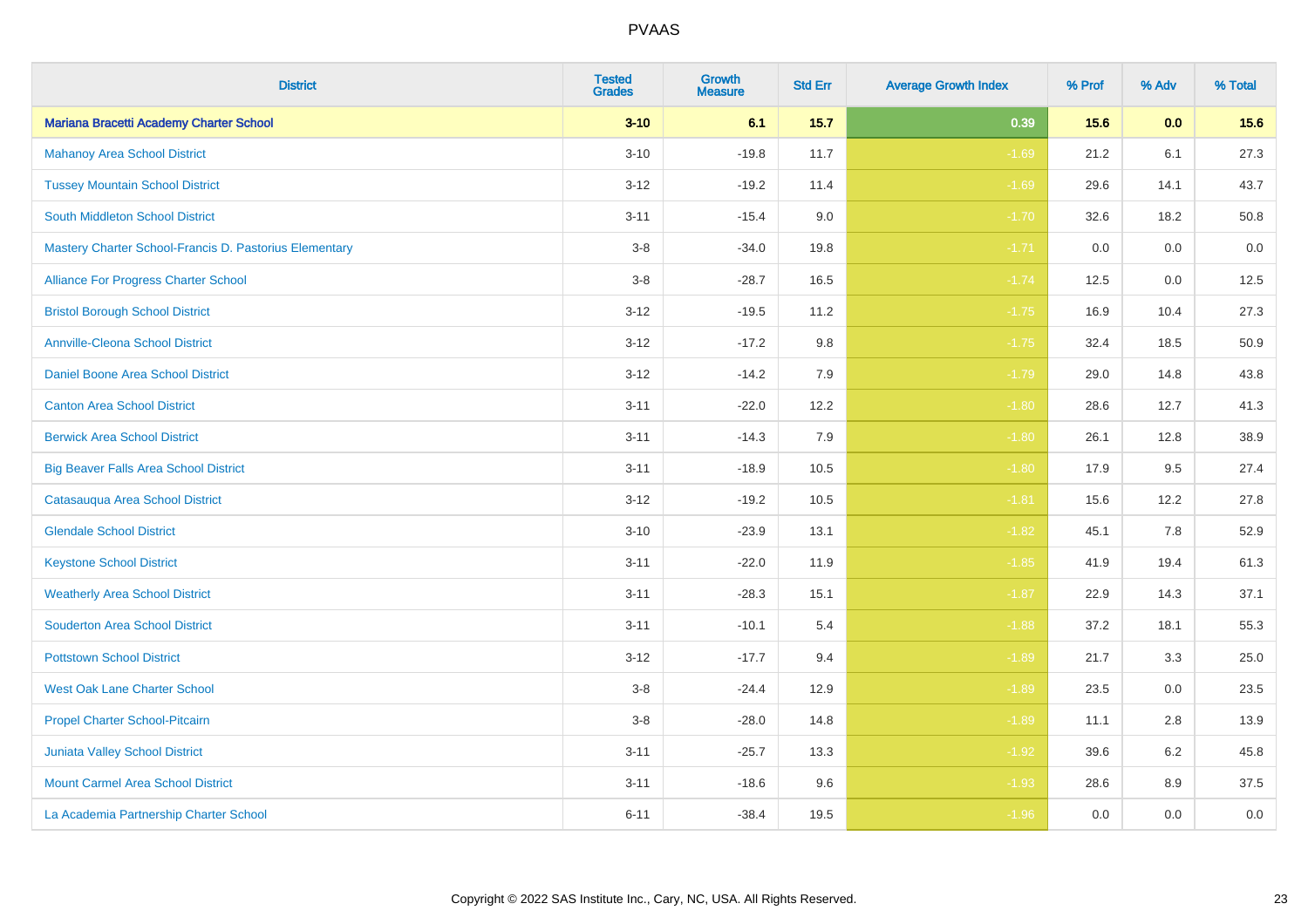# PVAAS

| District | Tested Grades | Growth Measure | Std Err | Average Growth Index | % Prof | % Adv | % Total |
|---|---|---|---|---|---|---|---|
| **Mariana Bracetti Academy Charter School** | **3-10** | **6.1** | **15.7** | **0.39** | **15.6** | **0.0** | **15.6** |
| Mahanoy Area School District | 3-10 | -19.8 | 11.7 | -1.69 | 21.2 | 6.1 | 27.3 |
| Tussey Mountain School District | 3-12 | -19.2 | 11.4 | -1.69 | 29.6 | 14.1 | 43.7 |
| South Middleton School District | 3-11 | -15.4 | 9.0 | -1.70 | 32.6 | 18.2 | 50.8 |
| Mastery Charter School-Francis D. Pastorius Elementary | 3-8 | -34.0 | 19.8 | -1.71 | 0.0 | 0.0 | 0.0 |
| Alliance For Progress Charter School | 3-8 | -28.7 | 16.5 | -1.74 | 12.5 | 0.0 | 12.5 |
| Bristol Borough School District | 3-12 | -19.5 | 11.2 | -1.75 | 16.9 | 10.4 | 27.3 |
| Annville-Cleona School District | 3-12 | -17.2 | 9.8 | -1.75 | 32.4 | 18.5 | 50.9 |
| Daniel Boone Area School District | 3-12 | -14.2 | 7.9 | -1.79 | 29.0 | 14.8 | 43.8 |
| Canton Area School District | 3-11 | -22.0 | 12.2 | -1.80 | 28.6 | 12.7 | 41.3 |
| Berwick Area School District | 3-11 | -14.3 | 7.9 | -1.80 | 26.1 | 12.8 | 38.9 |
| Big Beaver Falls Area School District | 3-11 | -18.9 | 10.5 | -1.80 | 17.9 | 9.5 | 27.4 |
| Catasauqua Area School District | 3-12 | -19.2 | 10.5 | -1.81 | 15.6 | 12.2 | 27.8 |
| Glendale School District | 3-10 | -23.9 | 13.1 | -1.82 | 45.1 | 7.8 | 52.9 |
| Keystone School District | 3-11 | -22.0 | 11.9 | -1.85 | 41.9 | 19.4 | 61.3 |
| Weatherly Area School District | 3-11 | -28.3 | 15.1 | -1.87 | 22.9 | 14.3 | 37.1 |
| Souderton Area School District | 3-11 | -10.1 | 5.4 | -1.88 | 37.2 | 18.1 | 55.3 |
| Pottstown School District | 3-12 | -17.7 | 9.4 | -1.89 | 21.7 | 3.3 | 25.0 |
| West Oak Lane Charter School | 3-8 | -24.4 | 12.9 | -1.89 | 23.5 | 0.0 | 23.5 |
| Propel Charter School-Pitcairn | 3-8 | -28.0 | 14.8 | -1.89 | 11.1 | 2.8 | 13.9 |
| Juniata Valley School District | 3-11 | -25.7 | 13.3 | -1.92 | 39.6 | 6.2 | 45.8 |
| Mount Carmel Area School District | 3-11 | -18.6 | 9.6 | -1.93 | 28.6 | 8.9 | 37.5 |
| La Academia Partnership Charter School | 6-11 | -38.4 | 19.5 | -1.96 | 0.0 | 0.0 | 0.0 |

Copyright © 2022 SAS Institute Inc., Cary, NC, USA. All Rights Reserved.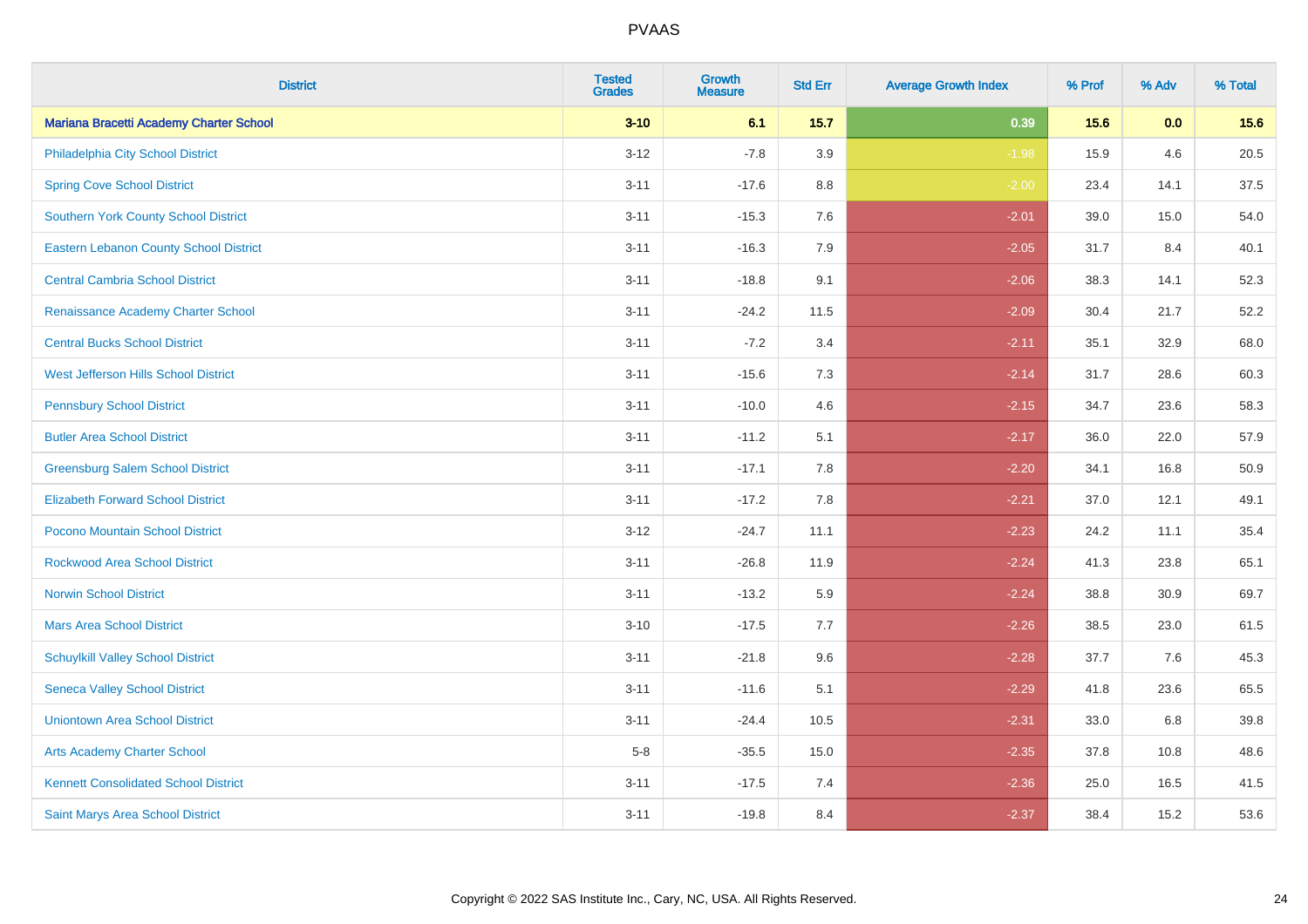# PVAAS

| District | Tested Grades | Growth Measure | Std Err | Average Growth Index | % Prof | % Adv | % Total |
|---|---|---|---|---|---|---|---|
| **Mariana Bracetti Academy Charter School** | **3-10** | **6.1** | **15.7** | **0.39** | **15.6** | **0.0** | **15.6** |
| Philadelphia City School District | 3-12 | -7.8 | 3.9 | -1.98 | 15.9 | 4.6 | 20.5 |
| Spring Cove School District | 3-11 | -17.6 | 8.8 | -2.00 | 23.4 | 14.1 | 37.5 |
| Southern York County School District | 3-11 | -15.3 | 7.6 | -2.01 | 39.0 | 15.0 | 54.0 |
| Eastern Lebanon County School District | 3-11 | -16.3 | 7.9 | -2.05 | 31.7 | 8.4 | 40.1 |
| Central Cambria School District | 3-11 | -18.8 | 9.1 | -2.06 | 38.3 | 14.1 | 52.3 |
| Renaissance Academy Charter School | 3-11 | -24.2 | 11.5 | -2.09 | 30.4 | 21.7 | 52.2 |
| Central Bucks School District | 3-11 | -7.2 | 3.4 | -2.11 | 35.1 | 32.9 | 68.0 |
| West Jefferson Hills School District | 3-11 | -15.6 | 7.3 | -2.14 | 31.7 | 28.6 | 60.3 |
| Pennsbury School District | 3-11 | -10.0 | 4.6 | -2.15 | 34.7 | 23.6 | 58.3 |
| Butler Area School District | 3-11 | -11.2 | 5.1 | -2.17 | 36.0 | 22.0 | 57.9 |
| Greensburg Salem School District | 3-11 | -17.1 | 7.8 | -2.20 | 34.1 | 16.8 | 50.9 |
| Elizabeth Forward School District | 3-11 | -17.2 | 7.8 | -2.21 | 37.0 | 12.1 | 49.1 |
| Pocono Mountain School District | 3-12 | -24.7 | 11.1 | -2.23 | 24.2 | 11.1 | 35.4 |
| Rockwood Area School District | 3-11 | -26.8 | 11.9 | -2.24 | 41.3 | 23.8 | 65.1 |
| Norwin School District | 3-11 | -13.2 | 5.9 | -2.24 | 38.8 | 30.9 | 69.7 |
| Mars Area School District | 3-10 | -17.5 | 7.7 | -2.26 | 38.5 | 23.0 | 61.5 |
| Schuylkill Valley School District | 3-11 | -21.8 | 9.6 | -2.28 | 37.7 | 7.6 | 45.3 |
| Seneca Valley School District | 3-11 | -11.6 | 5.1 | -2.29 | 41.8 | 23.6 | 65.5 |
| Uniontown Area School District | 3-11 | -24.4 | 10.5 | -2.31 | 33.0 | 6.8 | 39.8 |
| Arts Academy Charter School | 5-8 | -35.5 | 15.0 | -2.35 | 37.8 | 10.8 | 48.6 |
| Kennett Consolidated School District | 3-11 | -17.5 | 7.4 | -2.36 | 25.0 | 16.5 | 41.5 |
| Saint Marys Area School District | 3-11 | -19.8 | 8.4 | -2.37 | 38.4 | 15.2 | 53.6 |

Copyright © 2022 SAS Institute Inc., Cary, NC, USA. All Rights Reserved.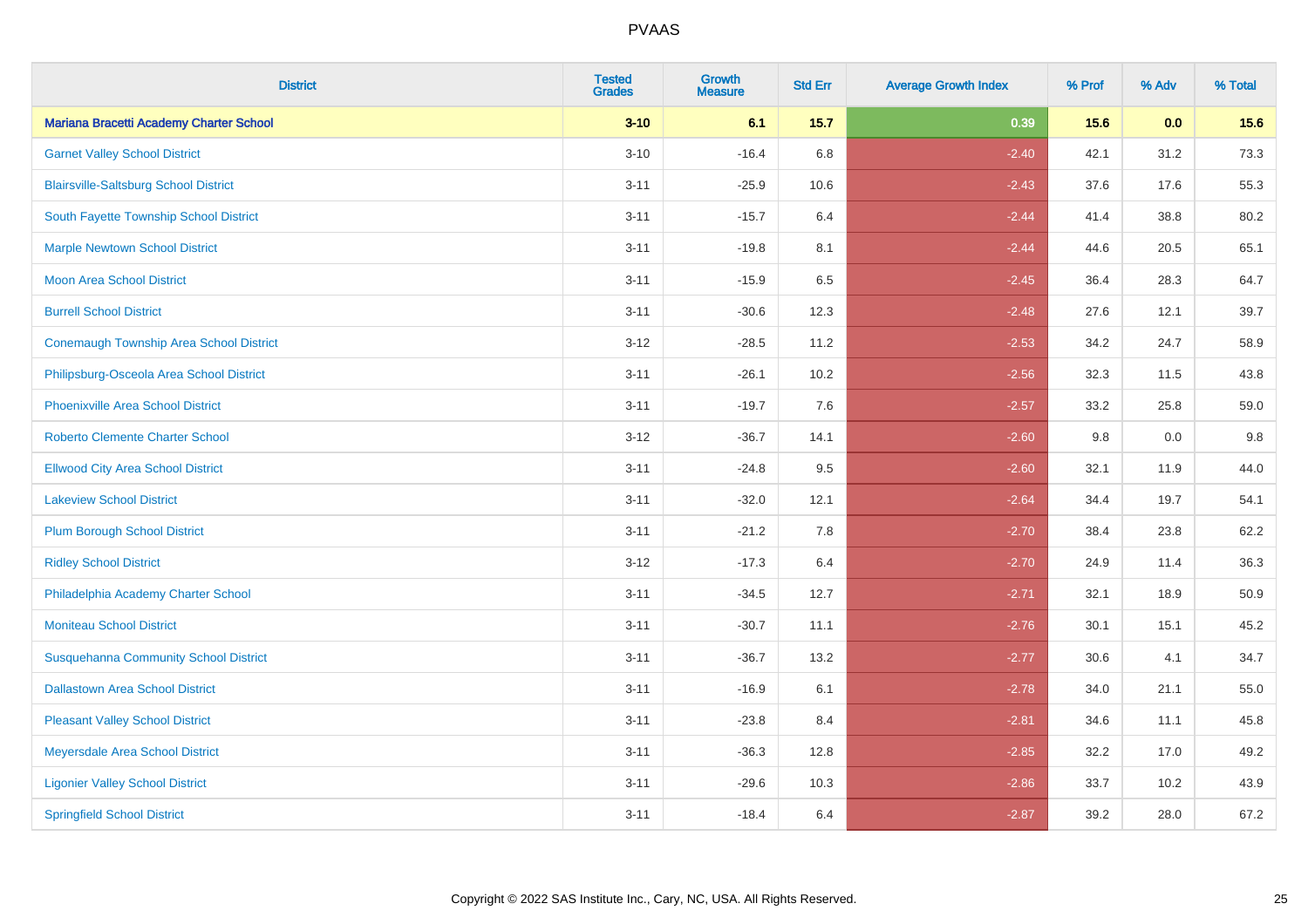# PVAAS

| District | Tested Grades | Growth Measure | Std Err | Average Growth Index | % Prof | % Adv | % Total |
|---|---|---|---|---|---|---|---|
| **Mariana Bracetti Academy Charter School** | **3-10** | **6.1** | **15.7** | **0.39** | **15.6** | **0.0** | **15.6** |
| Garnet Valley School District | 3-10 | -16.4 | 6.8 | -2.40 | 42.1 | 31.2 | 73.3 |
| Blairsville-Saltsburg School District | 3-11 | -25.9 | 10.6 | -2.43 | 37.6 | 17.6 | 55.3 |
| South Fayette Township School District | 3-11 | -15.7 | 6.4 | -2.44 | 41.4 | 38.8 | 80.2 |
| Marple Newtown School District | 3-11 | -19.8 | 8.1 | -2.44 | 44.6 | 20.5 | 65.1 |
| Moon Area School District | 3-11 | -15.9 | 6.5 | -2.45 | 36.4 | 28.3 | 64.7 |
| Burrell School District | 3-11 | -30.6 | 12.3 | -2.48 | 27.6 | 12.1 | 39.7 |
| Conemaugh Township Area School District | 3-12 | -28.5 | 11.2 | -2.53 | 34.2 | 24.7 | 58.9 |
| Philipsburg-Osceola Area School District | 3-11 | -26.1 | 10.2 | -2.56 | 32.3 | 11.5 | 43.8 |
| Phoenixville Area School District | 3-11 | -19.7 | 7.6 | -2.57 | 33.2 | 25.8 | 59.0 |
| Roberto Clemente Charter School | 3-12 | -36.7 | 14.1 | -2.60 | 9.8 | 0.0 | 9.8 |
| Ellwood City Area School District | 3-11 | -24.8 | 9.5 | -2.60 | 32.1 | 11.9 | 44.0 |
| Lakeview School District | 3-11 | -32.0 | 12.1 | -2.64 | 34.4 | 19.7 | 54.1 |
| Plum Borough School District | 3-11 | -21.2 | 7.8 | -2.70 | 38.4 | 23.8 | 62.2 |
| Ridley School District | 3-12 | -17.3 | 6.4 | -2.70 | 24.9 | 11.4 | 36.3 |
| Philadelphia Academy Charter School | 3-11 | -34.5 | 12.7 | -2.71 | 32.1 | 18.9 | 50.9 |
| Moniteau School District | 3-11 | -30.7 | 11.1 | -2.76 | 30.1 | 15.1 | 45.2 |
| Susquehanna Community School District | 3-11 | -36.7 | 13.2 | -2.77 | 30.6 | 4.1 | 34.7 |
| Dallastown Area School District | 3-11 | -16.9 | 6.1 | -2.78 | 34.0 | 21.1 | 55.0 |
| Pleasant Valley School District | 3-11 | -23.8 | 8.4 | -2.81 | 34.6 | 11.1 | 45.8 |
| Meyersdale Area School District | 3-11 | -36.3 | 12.8 | -2.85 | 32.2 | 17.0 | 49.2 |
| Ligonier Valley School District | 3-11 | -29.6 | 10.3 | -2.86 | 33.7 | 10.2 | 43.9 |
| Springfield School District | 3-11 | -18.4 | 6.4 | -2.87 | 39.2 | 28.0 | 67.2 |

Copyright © 2022 SAS Institute Inc., Cary, NC, USA. All Rights Reserved.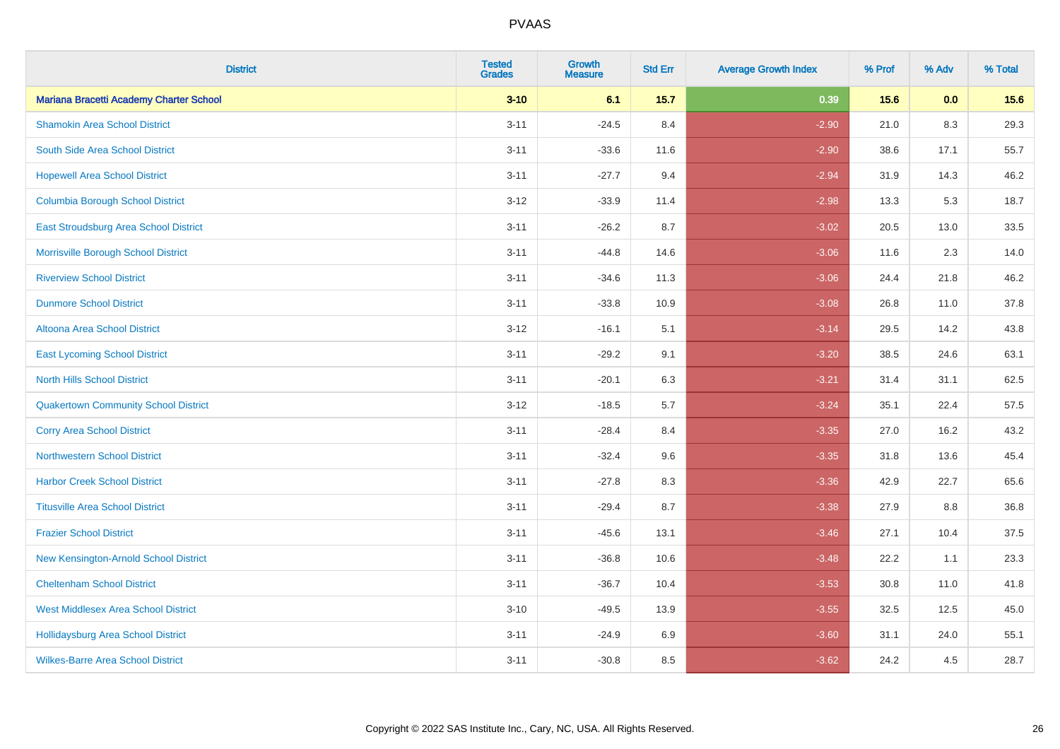# PVAAS

| District | Tested Grades | Growth Measure | Std Err | Average Growth Index | % Prof | % Adv | % Total |
|---|---|---|---|---|---|---|---|
| **Mariana Bracetti Academy Charter School** | **3-10** | **6.1** | **15.7** | **0.39** | **15.6** | **0.0** | **15.6** |
| Shamokin Area School District | 3-11 | -24.5 | 8.4 | -2.90 | 21.0 | 8.3 | 29.3 |
| South Side Area School District | 3-11 | -33.6 | 11.6 | -2.90 | 38.6 | 17.1 | 55.7 |
| Hopewell Area School District | 3-11 | -27.7 | 9.4 | -2.94 | 31.9 | 14.3 | 46.2 |
| Columbia Borough School District | 3-12 | -33.9 | 11.4 | -2.98 | 13.3 | 5.3 | 18.7 |
| East Stroudsburg Area School District | 3-11 | -26.2 | 8.7 | -3.02 | 20.5 | 13.0 | 33.5 |
| Morrisville Borough School District | 3-11 | -44.8 | 14.6 | -3.06 | 11.6 | 2.3 | 14.0 |
| Riverview School District | 3-11 | -34.6 | 11.3 | -3.06 | 24.4 | 21.8 | 46.2 |
| Dunmore School District | 3-11 | -33.8 | 10.9 | -3.08 | 26.8 | 11.0 | 37.8 |
| Altoona Area School District | 3-12 | -16.1 | 5.1 | -3.14 | 29.5 | 14.2 | 43.8 |
| East Lycoming School District | 3-11 | -29.2 | 9.1 | -3.20 | 38.5 | 24.6 | 63.1 |
| North Hills School District | 3-11 | -20.1 | 6.3 | -3.21 | 31.4 | 31.1 | 62.5 |
| Quakertown Community School District | 3-12 | -18.5 | 5.7 | -3.24 | 35.1 | 22.4 | 57.5 |
| Corry Area School District | 3-11 | -28.4 | 8.4 | -3.35 | 27.0 | 16.2 | 43.2 |
| Northwestern School District | 3-11 | -32.4 | 9.6 | -3.35 | 31.8 | 13.6 | 45.4 |
| Harbor Creek School District | 3-11 | -27.8 | 8.3 | -3.36 | 42.9 | 22.7 | 65.6 |
| Titusville Area School District | 3-11 | -29.4 | 8.7 | -3.38 | 27.9 | 8.8 | 36.8 |
| Frazier School District | 3-11 | -45.6 | 13.1 | -3.46 | 27.1 | 10.4 | 37.5 |
| New Kensington-Arnold School District | 3-11 | -36.8 | 10.6 | -3.48 | 22.2 | 1.1 | 23.3 |
| Cheltenham School District | 3-11 | -36.7 | 10.4 | -3.53 | 30.8 | 11.0 | 41.8 |
| West Middlesex Area School District | 3-10 | -49.5 | 13.9 | -3.55 | 32.5 | 12.5 | 45.0 |
| Hollidaysburg Area School District | 3-11 | -24.9 | 6.9 | -3.60 | 31.1 | 24.0 | 55.1 |
| Wilkes-Barre Area School District | 3-11 | -30.8 | 8.5 | -3.62 | 24.2 | 4.5 | 28.7 |

Copyright © 2022 SAS Institute Inc., Cary, NC, USA. All Rights Reserved.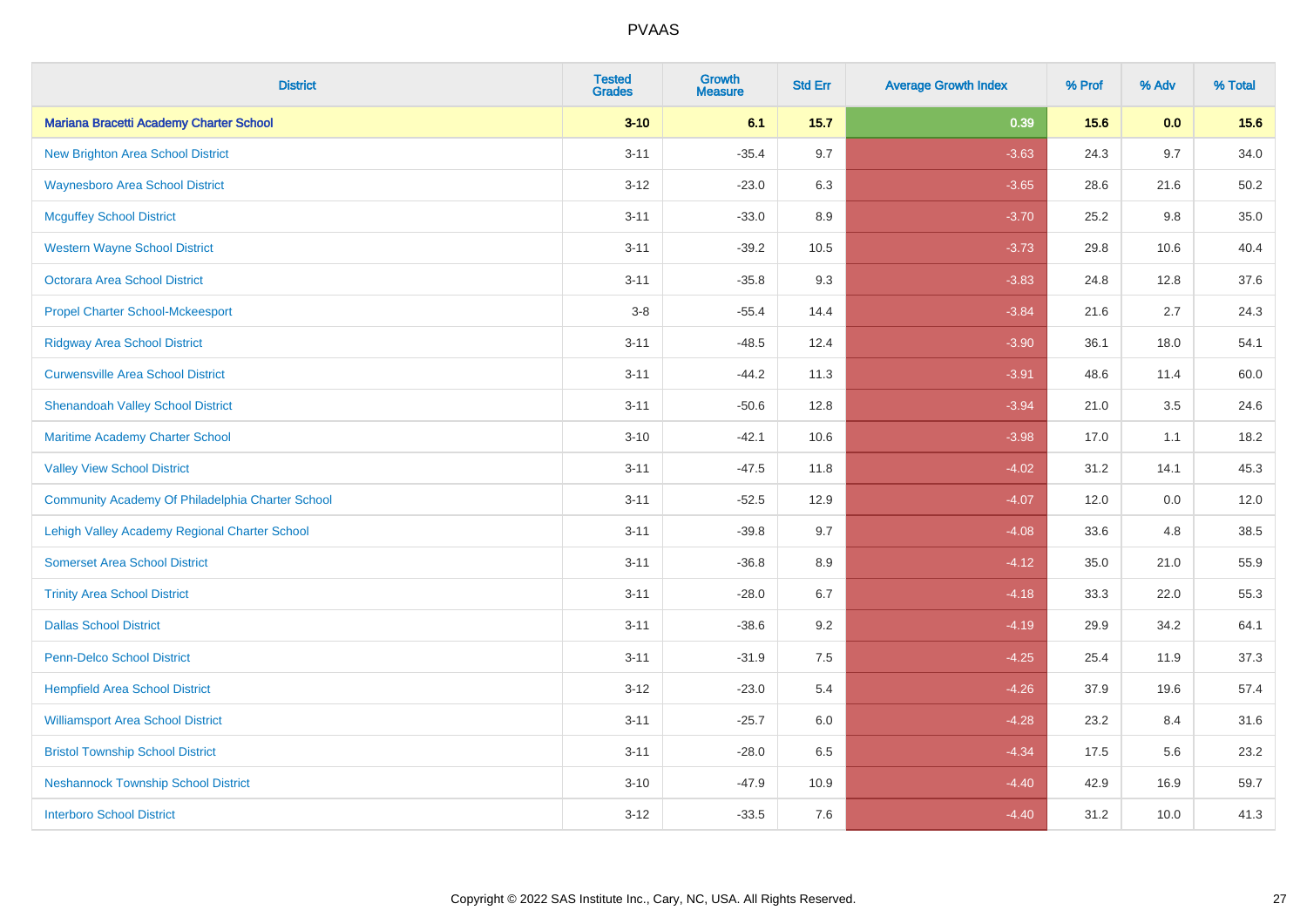# PVAAS

| District | Tested Grades | Growth Measure | Std Err | Average Growth Index | % Prof | % Adv | % Total |
|---|---|---|---|---|---|---|---|
| **Mariana Bracetti Academy Charter School** | **3-10** | **6.1** | **15.7** | **0.39** | **15.6** | **0.0** | **15.6** |
| New Brighton Area School District | 3-11 | -35.4 | 9.7 | -3.63 | 24.3 | 9.7 | 34.0 |
| Waynesboro Area School District | 3-12 | -23.0 | 6.3 | -3.65 | 28.6 | 21.6 | 50.2 |
| Mcguffey School District | 3-11 | -33.0 | 8.9 | -3.70 | 25.2 | 9.8 | 35.0 |
| Western Wayne School District | 3-11 | -39.2 | 10.5 | -3.73 | 29.8 | 10.6 | 40.4 |
| Octorara Area School District | 3-11 | -35.8 | 9.3 | -3.83 | 24.8 | 12.8 | 37.6 |
| Propel Charter School-Mckeesport | 3-8 | -55.4 | 14.4 | -3.84 | 21.6 | 2.7 | 24.3 |
| Ridgway Area School District | 3-11 | -48.5 | 12.4 | -3.90 | 36.1 | 18.0 | 54.1 |
| Curwensville Area School District | 3-11 | -44.2 | 11.3 | -3.91 | 48.6 | 11.4 | 60.0 |
| Shenandoah Valley School District | 3-11 | -50.6 | 12.8 | -3.94 | 21.0 | 3.5 | 24.6 |
| Maritime Academy Charter School | 3-10 | -42.1 | 10.6 | -3.98 | 17.0 | 1.1 | 18.2 |
| Valley View School District | 3-11 | -47.5 | 11.8 | -4.02 | 31.2 | 14.1 | 45.3 |
| Community Academy Of Philadelphia Charter School | 3-11 | -52.5 | 12.9 | -4.07 | 12.0 | 0.0 | 12.0 |
| Lehigh Valley Academy Regional Charter School | 3-11 | -39.8 | 9.7 | -4.08 | 33.6 | 4.8 | 38.5 |
| Somerset Area School District | 3-11 | -36.8 | 8.9 | -4.12 | 35.0 | 21.0 | 55.9 |
| Trinity Area School District | 3-11 | -28.0 | 6.7 | -4.18 | 33.3 | 22.0 | 55.3 |
| Dallas School District | 3-11 | -38.6 | 9.2 | -4.19 | 29.9 | 34.2 | 64.1 |
| Penn-Delco School District | 3-11 | -31.9 | 7.5 | -4.25 | 25.4 | 11.9 | 37.3 |
| Hempfield Area School District | 3-12 | -23.0 | 5.4 | -4.26 | 37.9 | 19.6 | 57.4 |
| Williamsport Area School District | 3-11 | -25.7 | 6.0 | -4.28 | 23.2 | 8.4 | 31.6 |
| Bristol Township School District | 3-11 | -28.0 | 6.5 | -4.34 | 17.5 | 5.6 | 23.2 |
| Neshannock Township School District | 3-10 | -47.9 | 10.9 | -4.40 | 42.9 | 16.9 | 59.7 |
| Interboro School District | 3-12 | -33.5 | 7.6 | -4.40 | 31.2 | 10.0 | 41.3 |

Copyright © 2022 SAS Institute Inc., Cary, NC, USA. All Rights Reserved.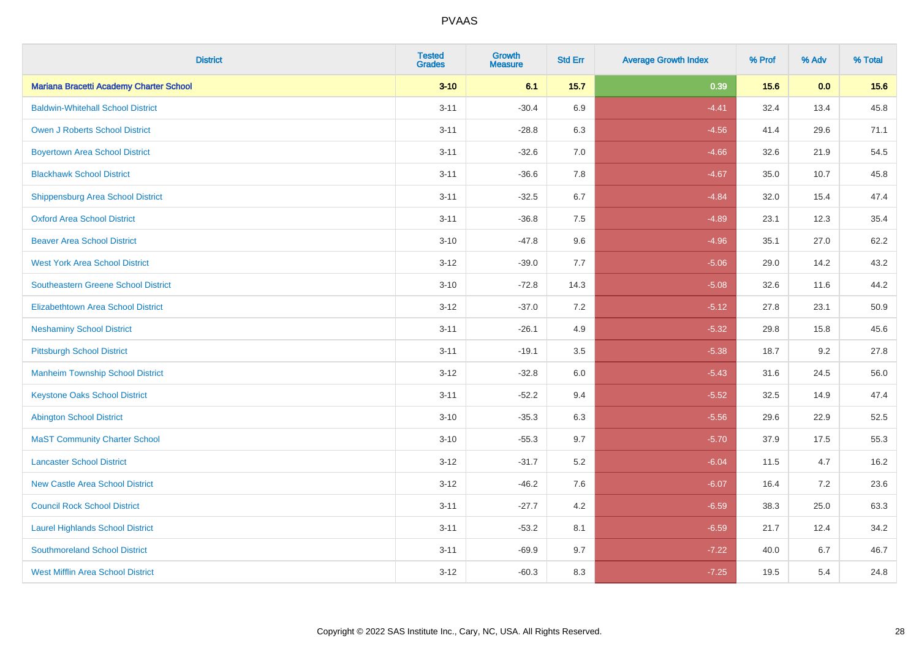| District | Tested Grades | Growth Measure | Std Err | Average Growth Index | % Prof | % Adv | % Total |
|---|---|---|---|---|---|---|---|
| **Mariana Bracetti Academy Charter School** | **3-10** | **6.1** | **15.7** | **0.39** | **15.6** | **0.0** | **15.6** |
| Baldwin-Whitehall School District | 3-11 | -30.4 | 6.9 | -4.41 | 32.4 | 13.4 | 45.8 |
| Owen J Roberts School District | 3-11 | -28.8 | 6.3 | -4.56 | 41.4 | 29.6 | 71.1 |
| Boyertown Area School District | 3-11 | -32.6 | 7.0 | -4.66 | 32.6 | 21.9 | 54.5 |
| Blackhawk School District | 3-11 | -36.6 | 7.8 | -4.67 | 35.0 | 10.7 | 45.8 |
| Shippensburg Area School District | 3-11 | -32.5 | 6.7 | -4.84 | 32.0 | 15.4 | 47.4 |
| Oxford Area School District | 3-11 | -36.8 | 7.5 | -4.89 | 23.1 | 12.3 | 35.4 |
| Beaver Area School District | 3-10 | -47.8 | 9.6 | -4.96 | 35.1 | 27.0 | 62.2 |
| West York Area School District | 3-12 | -39.0 | 7.7 | -5.06 | 29.0 | 14.2 | 43.2 |
| Southeastern Greene School District | 3-10 | -72.8 | 14.3 | -5.08 | 32.6 | 11.6 | 44.2 |
| Elizabethtown Area School District | 3-12 | -37.0 | 7.2 | -5.12 | 27.8 | 23.1 | 50.9 |
| Neshaminy School District | 3-11 | -26.1 | 4.9 | -5.32 | 29.8 | 15.8 | 45.6 |
| Pittsburgh School District | 3-11 | -19.1 | 3.5 | -5.38 | 18.7 | 9.2 | 27.8 |
| Manheim Township School District | 3-12 | -32.8 | 6.0 | -5.43 | 31.6 | 24.5 | 56.0 |
| Keystone Oaks School District | 3-11 | -52.2 | 9.4 | -5.52 | 32.5 | 14.9 | 47.4 |
| Abington School District | 3-10 | -35.3 | 6.3 | -5.56 | 29.6 | 22.9 | 52.5 |
| MaST Community Charter School | 3-10 | -55.3 | 9.7 | -5.70 | 37.9 | 17.5 | 55.3 |
| Lancaster School District | 3-12 | -31.7 | 5.2 | -6.04 | 11.5 | 4.7 | 16.2 |
| New Castle Area School District | 3-12 | -46.2 | 7.6 | -6.07 | 16.4 | 7.2 | 23.6 |
| Council Rock School District | 3-11 | -27.7 | 4.2 | -6.59 | 38.3 | 25.0 | 63.3 |
| Laurel Highlands School District | 3-11 | -53.2 | 8.1 | -6.59 | 21.7 | 12.4 | 34.2 |
| Southmoreland School District | 3-11 | -69.9 | 9.7 | -7.22 | 40.0 | 6.7 | 46.7 |
| West Mifflin Area School District | 3-12 | -60.3 | 8.3 | -7.25 | 19.5 | 5.4 | 24.8 |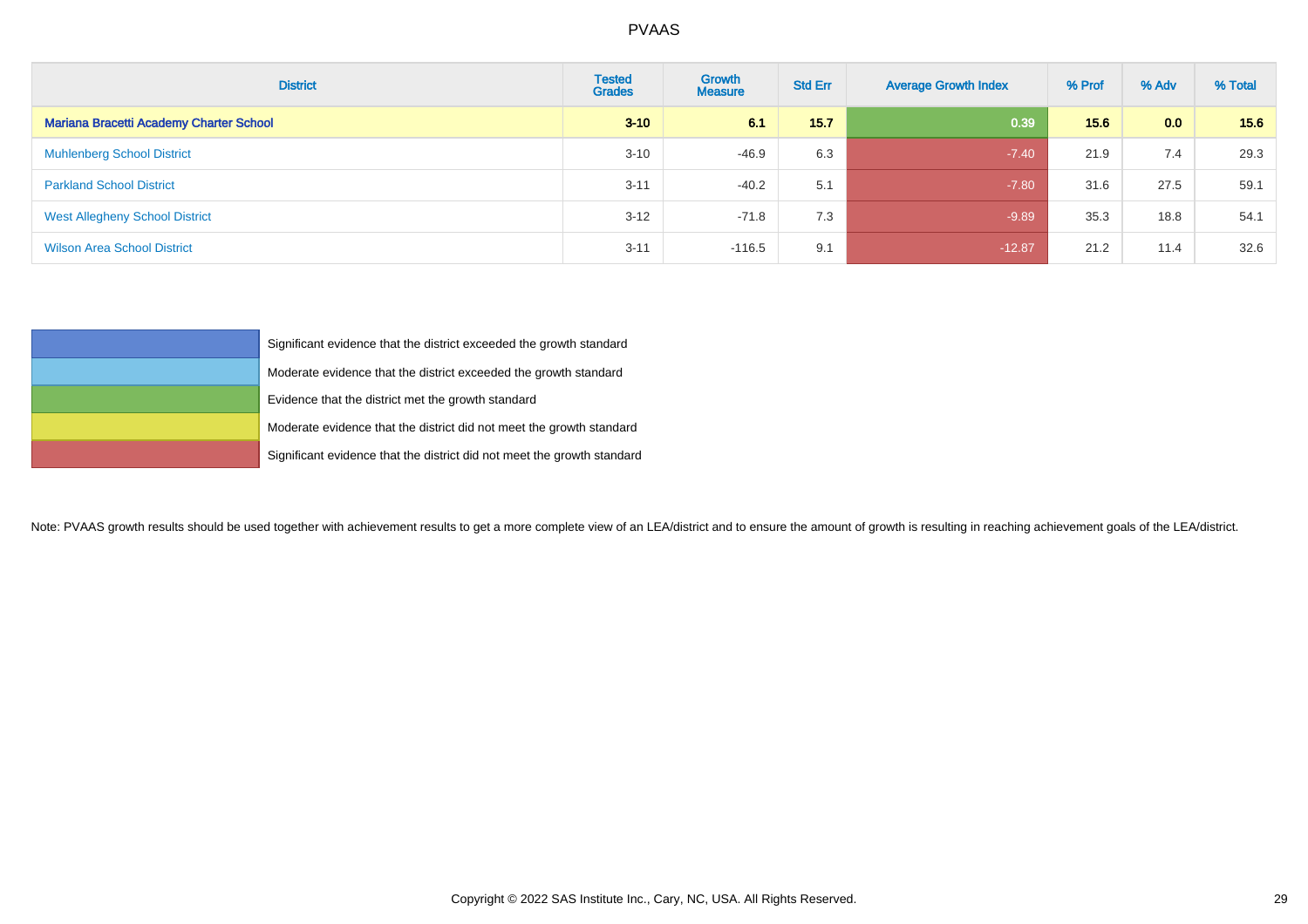PVAAS

| District | Tested Grades | Growth Measure | Std Err | Average Growth Index | % Prof | % Adv | % Total |
|---|---|---|---|---|---|---|---|
| **Mariana Bracetti Academy Charter School** | **3-10** | **6.1** | **15.7** | **0.39** | **15.6** | **0.0** | **15.6** |
| Muhlenberg School District | 3-10 | -46.9 | 6.3 | -7.40 | 21.9 | 7.4 | 29.3 |
| Parkland School District | 3-11 | -40.2 | 5.1 | -7.80 | 31.6 | 27.5 | 59.1 |
| West Allegheny School District | 3-12 | -71.8 | 7.3 | -9.89 | 35.3 | 18.8 | 54.1 |
| Wilson Area School District | 3-11 | -116.5 | 9.1 | -12.87 | 21.2 | 11.4 | 32.6 |

Significant evidence that the district exceeded the growth standard

Moderate evidence that the district exceeded the growth standard

Evidence that the district met the growth standard

Moderate evidence that the district did not meet the growth standard

Significant evidence that the district did not meet the growth standard

Note: PVAAS growth results should be used together with achievement results to get a more complete view of an LEA/district and to ensure the amount of growth is resulting in reaching achievement goals of the LEA/district.

Copyright © 2022 SAS Institute Inc., Cary, NC, USA. All Rights Reserved.